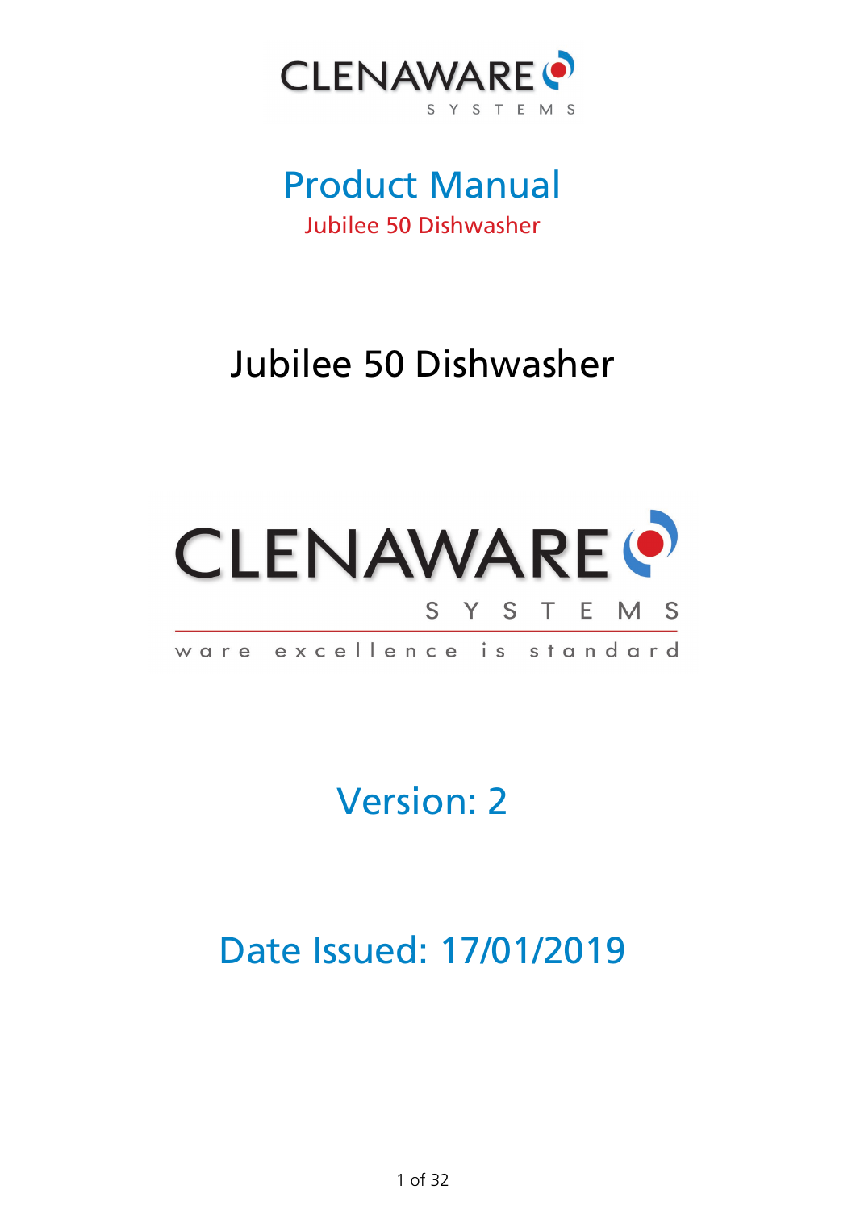CLENAWARE SYSTEMS

# Product Manual

Jubilee 50 Dishwasher

## Jubilee 50 Dishwasher

CLENAWARE SYSTEMS

ware excellence is standard

## Version: 2

## Date Issued: 17/01/2019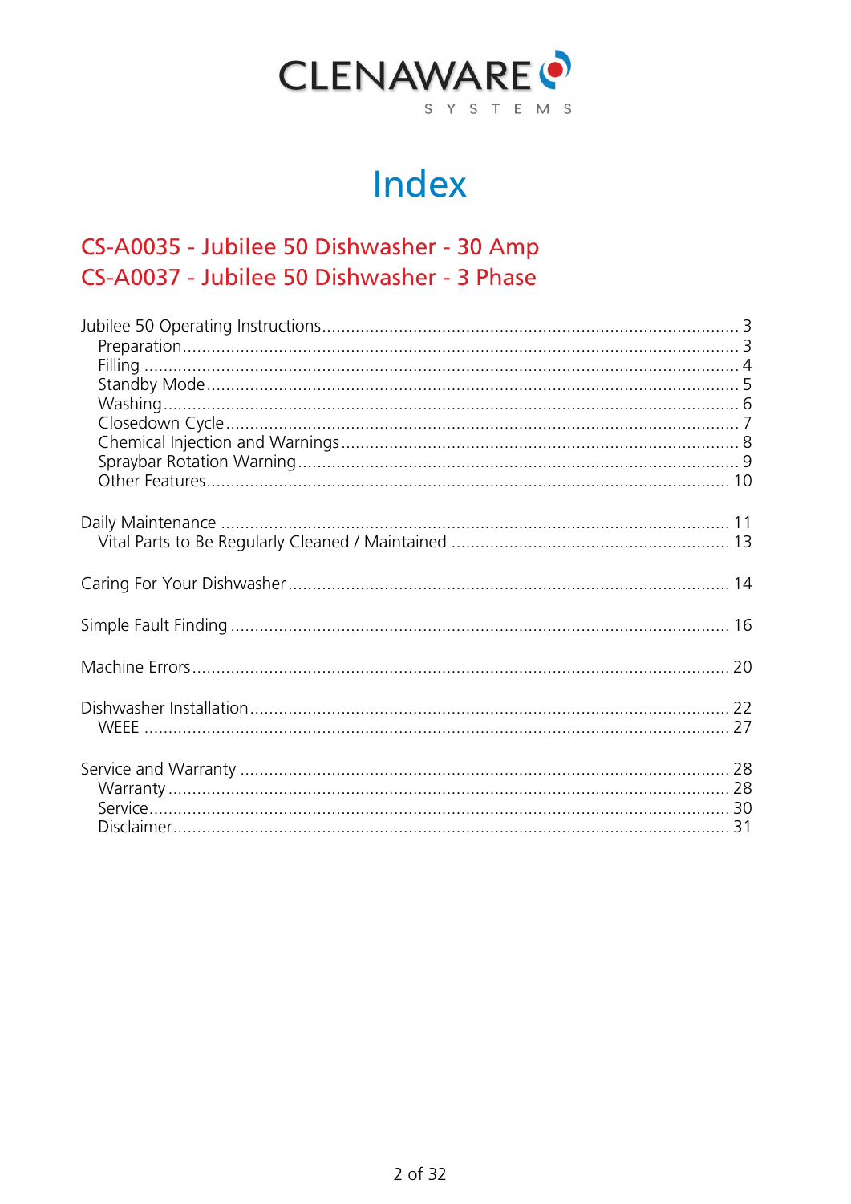CLENAWARE SYSTEMS

# Index

## CS-A0035 - Jubilee 50 Dishwasher - 30 Amp
## CS-A0037 - Jubilee 50 Dishwasher - 3 Phase

Jubilee 50 Operating Instructions ........ 3
- Preparation ........ 3
- Filling ........ 4
- Standby Mode ........ 5
- Washing ........ 6
- Closedown Cycle ........ 7
- Chemical Injection and Warnings ........ 8
- Spraybar Rotation Warning ........ 9
- Other Features ........ 10

Daily Maintenance ........ 11
- Vital Parts to Be Regularly Cleaned / Maintained ........ 13

Caring For Your Dishwasher ........ 14

Simple Fault Finding ........ 16

Machine Errors ........ 20

Dishwasher Installation ........ 22
- WEEE ........ 27

Service and Warranty ........ 28
- Warranty ........ 28
- Service ........ 30
- Disclaimer ........ 31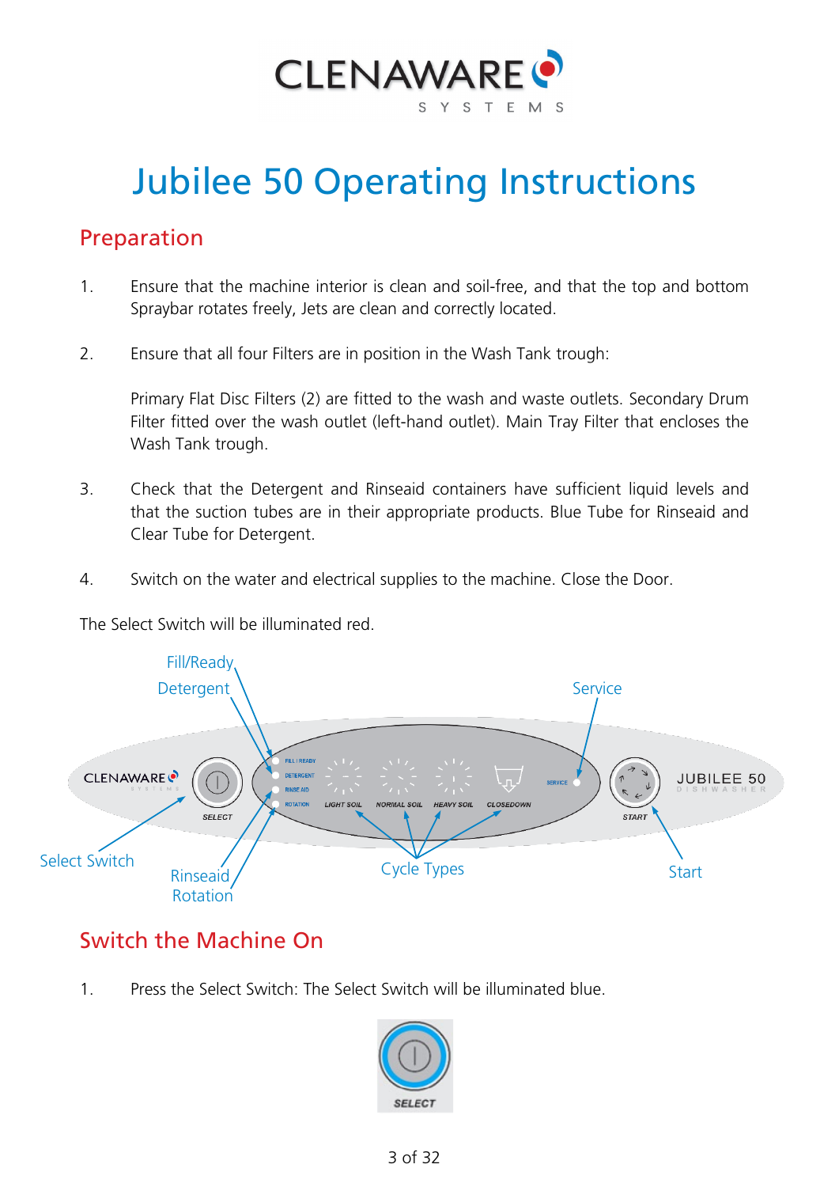CLENAWARE SYSTEMS

# Jubilee 50 Operating Instructions

## Preparation

1. Ensure that the machine interior is clean and soil-free, and that the top and bottom Spraybar rotates freely, Jets are clean and correctly located.

2. Ensure that all four Filters are in position in the Wash Tank trough:

   Primary Flat Disc Filters (2) are fitted to the wash and waste outlets. Secondary Drum Filter fitted over the wash outlet (left-hand outlet). Main Tray Filter that encloses the Wash Tank trough.

3. Check that the Detergent and Rinseaid containers have sufficient liquid levels and that the suction tubes are in their appropriate products. Blue Tube for Rinseaid and Clear Tube for Detergent.

4. Switch on the water and electrical supplies to the machine. Close the Door.

The Select Switch will be illuminated red.

Fill/Ready, Detergent, Service, Select Switch, Rinseaid, Rotation, Cycle Types, Start

## Switch the Machine On

1. Press the Select Switch: The Select Switch will be illuminated blue.

SELECT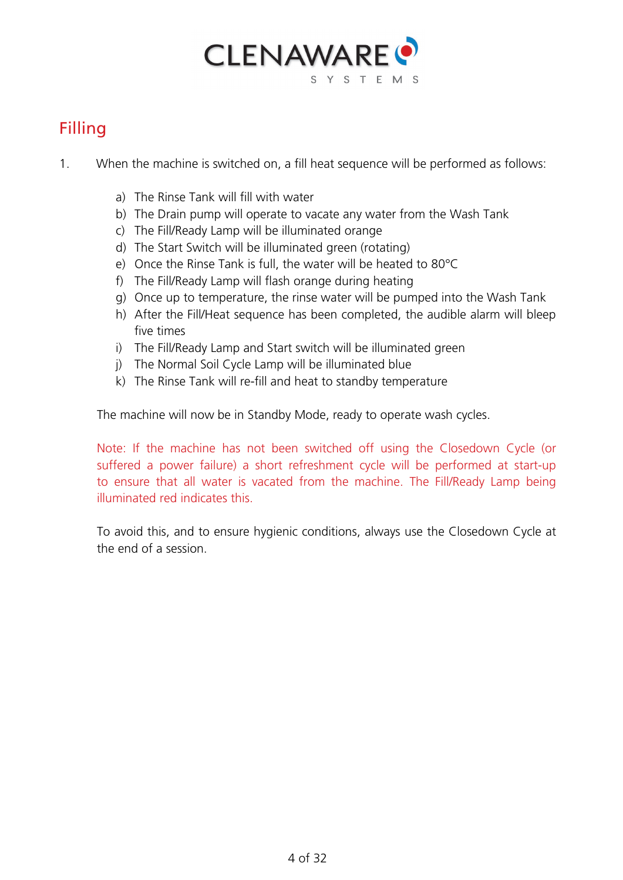CLENAWARE SYSTEMS

## Filling

1. When the machine is switched on, a fill heat sequence will be performed as follows:

    a) The Rinse Tank will fill with water
    b) The Drain pump will operate to vacate any water from the Wash Tank
    c) The Fill/Ready Lamp will be illuminated orange
    d) The Start Switch will be illuminated green (rotating)
    e) Once the Rinse Tank is full, the water will be heated to 80°C
    f) The Fill/Ready Lamp will flash orange during heating
    g) Once up to temperature, the rinse water will be pumped into the Wash Tank
    h) After the Fill/Heat sequence has been completed, the audible alarm will bleep five times
    i) The Fill/Ready Lamp and Start switch will be illuminated green
    j) The Normal Soil Cycle Lamp will be illuminated blue
    k) The Rinse Tank will re-fill and heat to standby temperature

    The machine will now be in Standby Mode, ready to operate wash cycles.

    Note: If the machine has not been switched off using the Closedown Cycle (or suffered a power failure) a short refreshment cycle will be performed at start-up to ensure that all water is vacated from the machine. The Fill/Ready Lamp being illuminated red indicates this.

    To avoid this, and to ensure hygienic conditions, always use the Closedown Cycle at the end of a session.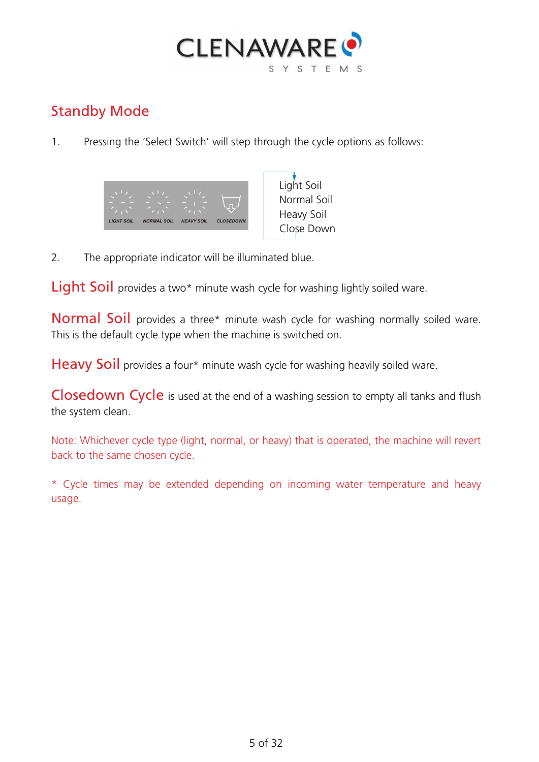## Standby Mode

1. Pressing the 'Select Switch' will step through the cycle options as follows:

LIGHT SOIL NORMAL SOIL HEAVY SOIL CLOSEDOWN

Light Soil
Normal Soil
Heavy Soil
Close Down

2. The appropriate indicator will be illuminated blue.

**Light Soil** provides a two* minute wash cycle for washing lightly soiled ware.

**Normal Soil** provides a three* minute wash cycle for washing normally soiled ware. This is the default cycle type when the machine is switched on.

**Heavy Soil** provides a four* minute wash cycle for washing heavily soiled ware.

**Closedown Cycle** is used at the end of a washing session to empty all tanks and flush the system clean.

Note: Whichever cycle type (light, normal, or heavy) that is operated, the machine will revert back to the same chosen cycle.

* Cycle times may be extended depending on incoming water temperature and heavy usage.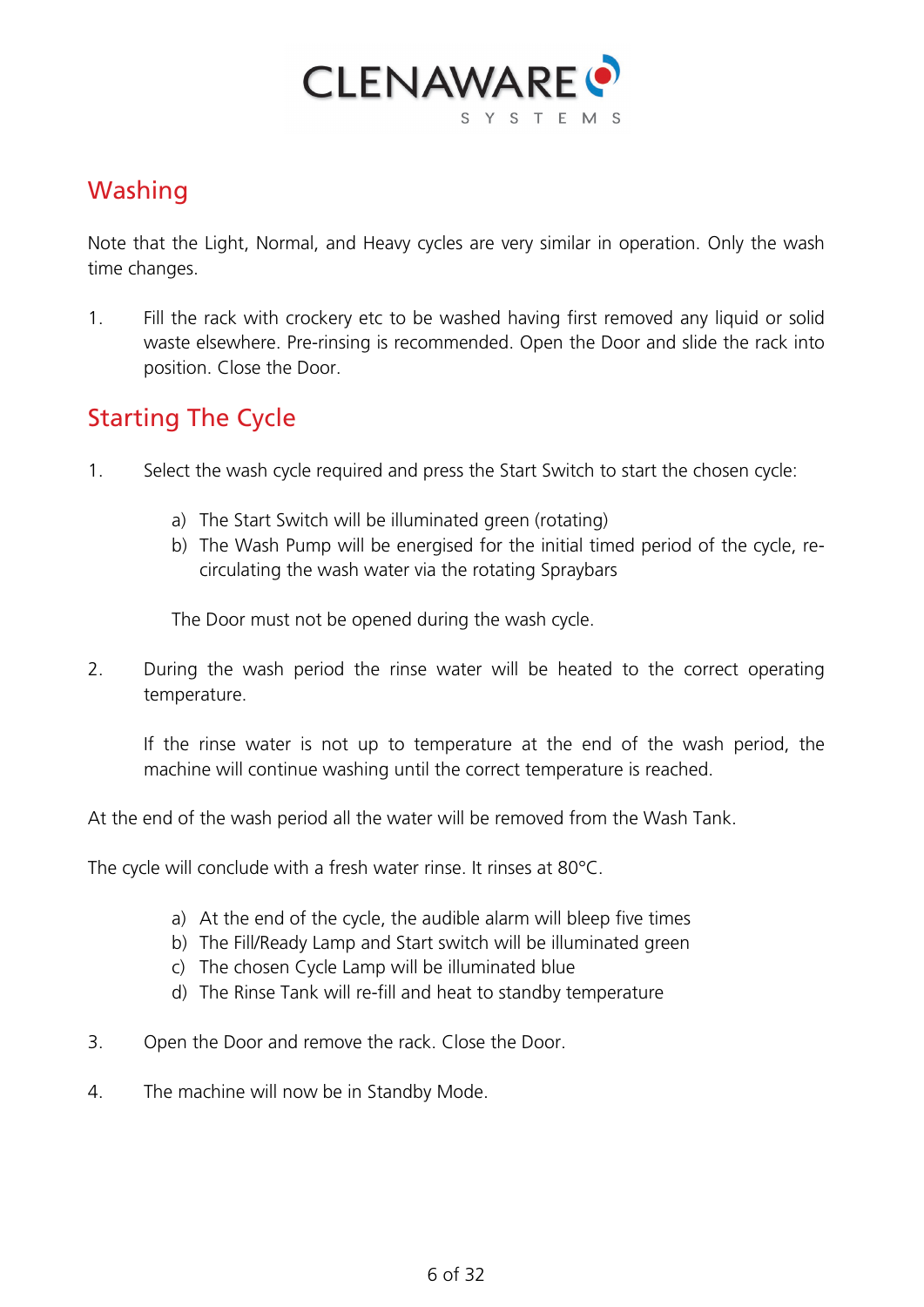## Washing

Note that the Light, Normal, and Heavy cycles are very similar in operation. Only the wash time changes.

1. Fill the rack with crockery etc to be washed having first removed any liquid or solid waste elsewhere. Pre-rinsing is recommended. Open the Door and slide the rack into position. Close the Door.

## Starting The Cycle

1. Select the wash cycle required and press the Start Switch to start the chosen cycle:

   a) The Start Switch will be illuminated green (rotating)
   b) The Wash Pump will be energised for the initial timed period of the cycle, re-circulating the wash water via the rotating Spraybars

   The Door must not be opened during the wash cycle.

2. During the wash period the rinse water will be heated to the correct operating temperature.

   If the rinse water is not up to temperature at the end of the wash period, the machine will continue washing until the correct temperature is reached.

At the end of the wash period all the water will be removed from the Wash Tank.

The cycle will conclude with a fresh water rinse. It rinses at 80°C.

   a) At the end of the cycle, the audible alarm will bleep five times
   b) The Fill/Ready Lamp and Start switch will be illuminated green
   c) The chosen Cycle Lamp will be illuminated blue
   d) The Rinse Tank will re-fill and heat to standby temperature

3. Open the Door and remove the rack. Close the Door.

4. The machine will now be in Standby Mode.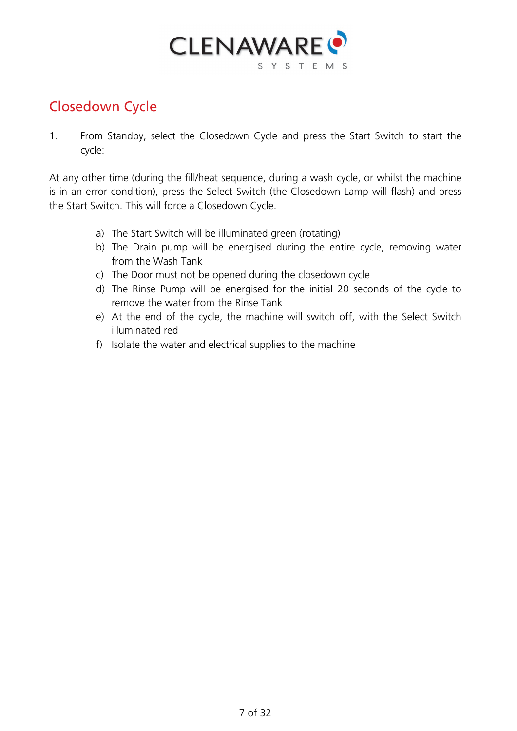## Closedown Cycle

1. From Standby, select the Closedown Cycle and press the Start Switch to start the cycle:

At any other time (during the fill/heat sequence, during a wash cycle, or whilst the machine is in an error condition), press the Select Switch (the Closedown Lamp will flash) and press the Start Switch. This will force a Closedown Cycle.

a) The Start Switch will be illuminated green (rotating)
b) The Drain pump will be energised during the entire cycle, removing water from the Wash Tank
c) The Door must not be opened during the closedown cycle
d) The Rinse Pump will be energised for the initial 20 seconds of the cycle to remove the water from the Rinse Tank
e) At the end of the cycle, the machine will switch off, with the Select Switch illuminated red
f) Isolate the water and electrical supplies to the machine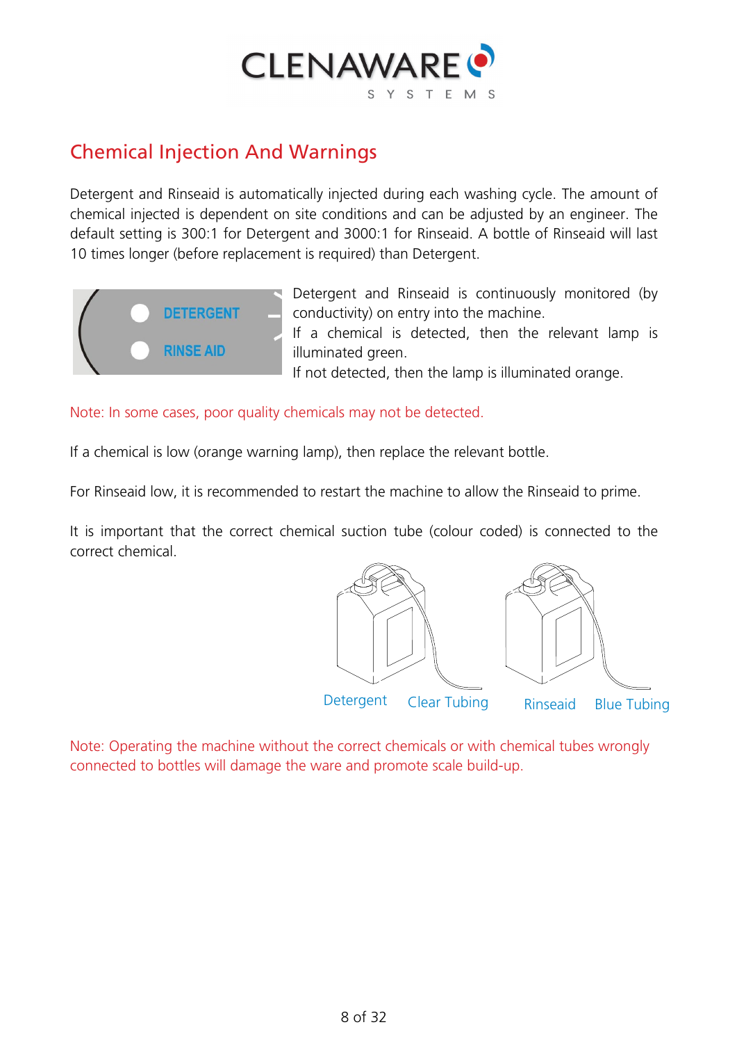## Chemical Injection And Warnings

Detergent and Rinseaid is automatically injected during each washing cycle. The amount of chemical injected is dependent on site conditions and can be adjusted by an engineer. The default setting is 300:1 for Detergent and 3000:1 for Rinseaid. A bottle of Rinseaid will last 10 times longer (before replacement is required) than Detergent.

DETERGENT

RINSE AID

Detergent and Rinseaid is continuously monitored (by conductivity) on entry into the machine.
If a chemical is detected, then the relevant lamp is illuminated green.
If not detected, then the lamp is illuminated orange.

Note: In some cases, poor quality chemicals may not be detected.

If a chemical is low (orange warning lamp), then replace the relevant bottle.

For Rinseaid low, it is recommended to restart the machine to allow the Rinseaid to prime.

It is important that the correct chemical suction tube (colour coded) is connected to the correct chemical.

Detergent Clear Tubing Rinseaid Blue Tubing

Note: Operating the machine without the correct chemicals or with chemical tubes wrongly connected to bottles will damage the ware and promote scale build-up.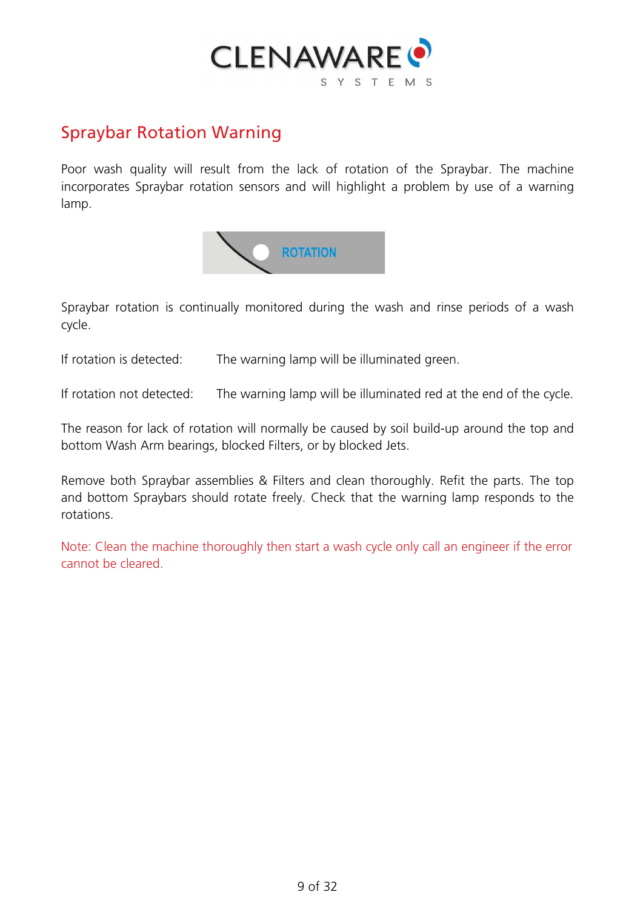## Spraybar Rotation Warning

Poor wash quality will result from the lack of rotation of the Spraybar. The machine incorporates Spraybar rotation sensors and will highlight a problem by use of a warning lamp.

Spraybar rotation is continually monitored during the wash and rinse periods of a wash cycle.

If rotation is detected: The warning lamp will be illuminated green.

If rotation not detected: The warning lamp will be illuminated red at the end of the cycle.

The reason for lack of rotation will normally be caused by soil build-up around the top and bottom Wash Arm bearings, blocked Filters, or by blocked Jets.

Remove both Spraybar assemblies & Filters and clean thoroughly. Refit the parts. The top and bottom Spraybars should rotate freely. Check that the warning lamp responds to the rotations.

Note: Clean the machine thoroughly then start a wash cycle only call an engineer if the error cannot be cleared.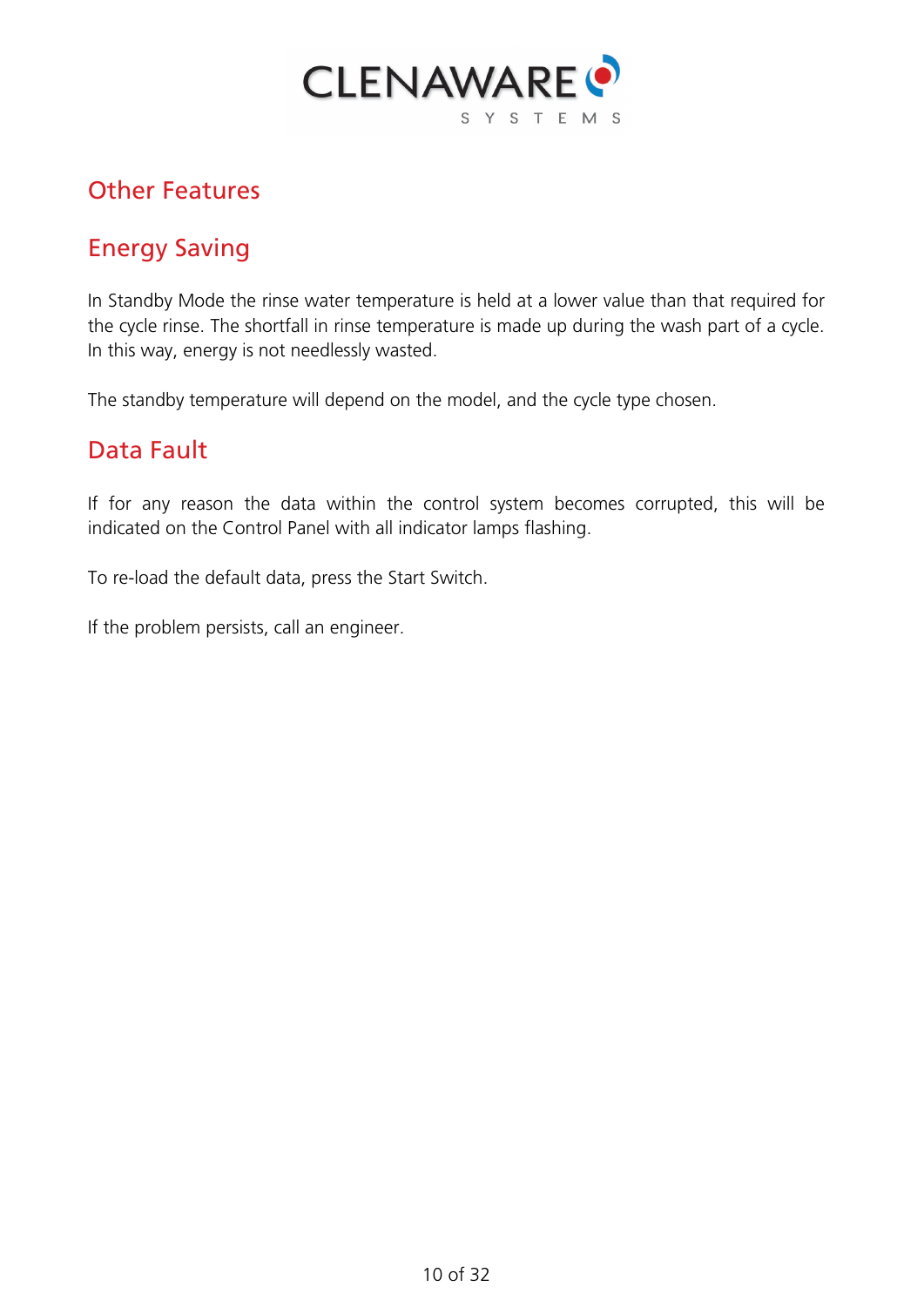# Other Features

## Energy Saving

In Standby Mode the rinse water temperature is held at a lower value than that required for the cycle rinse. The shortfall in rinse temperature is made up during the wash part of a cycle. In this way, energy is not needlessly wasted.

The standby temperature will depend on the model, and the cycle type chosen.

## Data Fault

If for any reason the data within the control system becomes corrupted, this will be indicated on the Control Panel with all indicator lamps flashing.

To re-load the default data, press the Start Switch.

If the problem persists, call an engineer.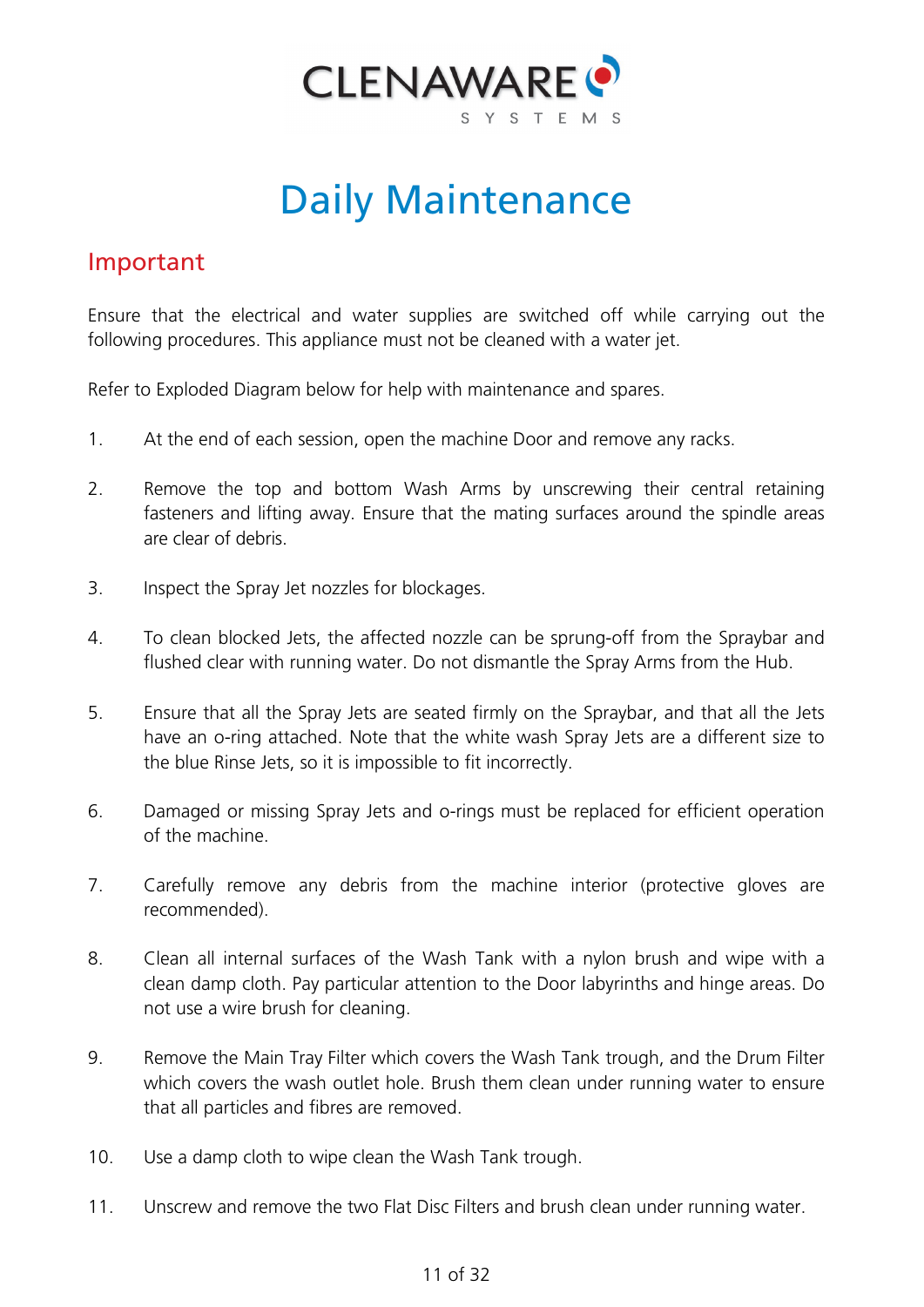# Daily Maintenance

## Important

Ensure that the electrical and water supplies are switched off while carrying out the following procedures. This appliance must not be cleaned with a water jet.

Refer to Exploded Diagram below for help with maintenance and spares.

1. At the end of each session, open the machine Door and remove any racks.

2. Remove the top and bottom Wash Arms by unscrewing their central retaining fasteners and lifting away. Ensure that the mating surfaces around the spindle areas are clear of debris.

3. Inspect the Spray Jet nozzles for blockages.

4. To clean blocked Jets, the affected nozzle can be sprung-off from the Spraybar and flushed clear with running water. Do not dismantle the Spray Arms from the Hub.

5. Ensure that all the Spray Jets are seated firmly on the Spraybar, and that all the Jets have an o-ring attached. Note that the white wash Spray Jets are a different size to the blue Rinse Jets, so it is impossible to fit incorrectly.

6. Damaged or missing Spray Jets and o-rings must be replaced for efficient operation of the machine.

7. Carefully remove any debris from the machine interior (protective gloves are recommended).

8. Clean all internal surfaces of the Wash Tank with a nylon brush and wipe with a clean damp cloth. Pay particular attention to the Door labyrinths and hinge areas. Do not use a wire brush for cleaning.

9. Remove the Main Tray Filter which covers the Wash Tank trough, and the Drum Filter which covers the wash outlet hole. Brush them clean under running water to ensure that all particles and fibres are removed.

10. Use a damp cloth to wipe clean the Wash Tank trough.

11. Unscrew and remove the two Flat Disc Filters and brush clean under running water.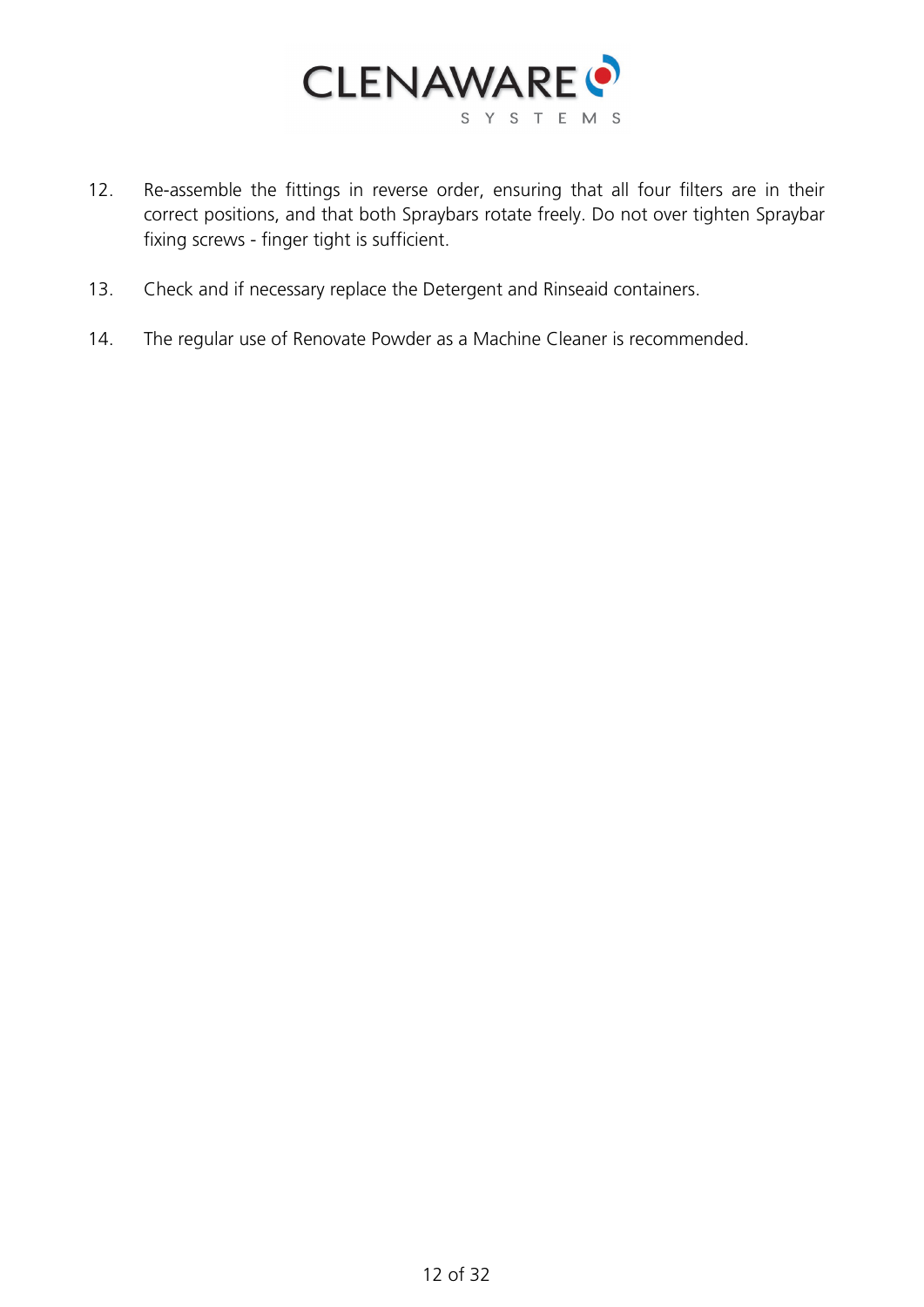12. Re-assemble the fittings in reverse order, ensuring that all four filters are in their correct positions, and that both Spraybars rotate freely. Do not over tighten Spraybar fixing screws - finger tight is sufficient.

13. Check and if necessary replace the Detergent and Rinseaid containers.

14. The regular use of Renovate Powder as a Machine Cleaner is recommended.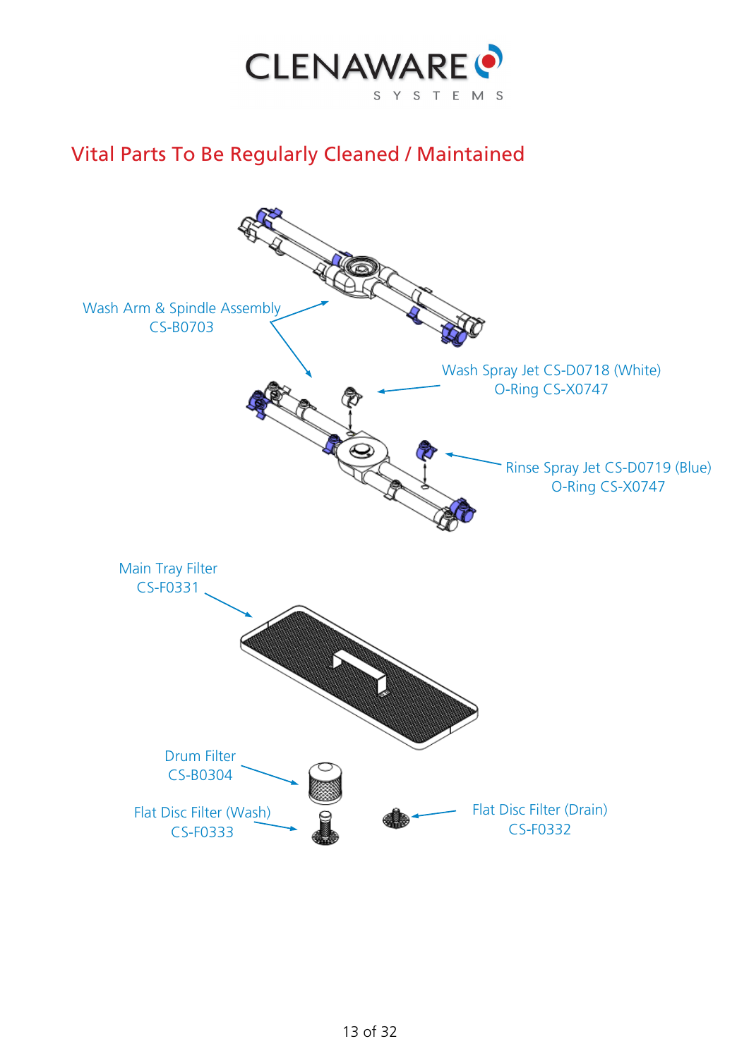# Vital Parts To Be Regularly Cleaned / Maintained

Wash Arm & Spindle Assembly
CS-B0703

Wash Spray Jet CS-D0718 (White)
O-Ring CS-X0747

Rinse Spray Jet CS-D0719 (Blue)
O-Ring CS-X0747

Main Tray Filter
CS-F0331

Drum Filter
CS-B0304

Flat Disc Filter (Wash)
CS-F0333

Flat Disc Filter (Drain)
CS-F0332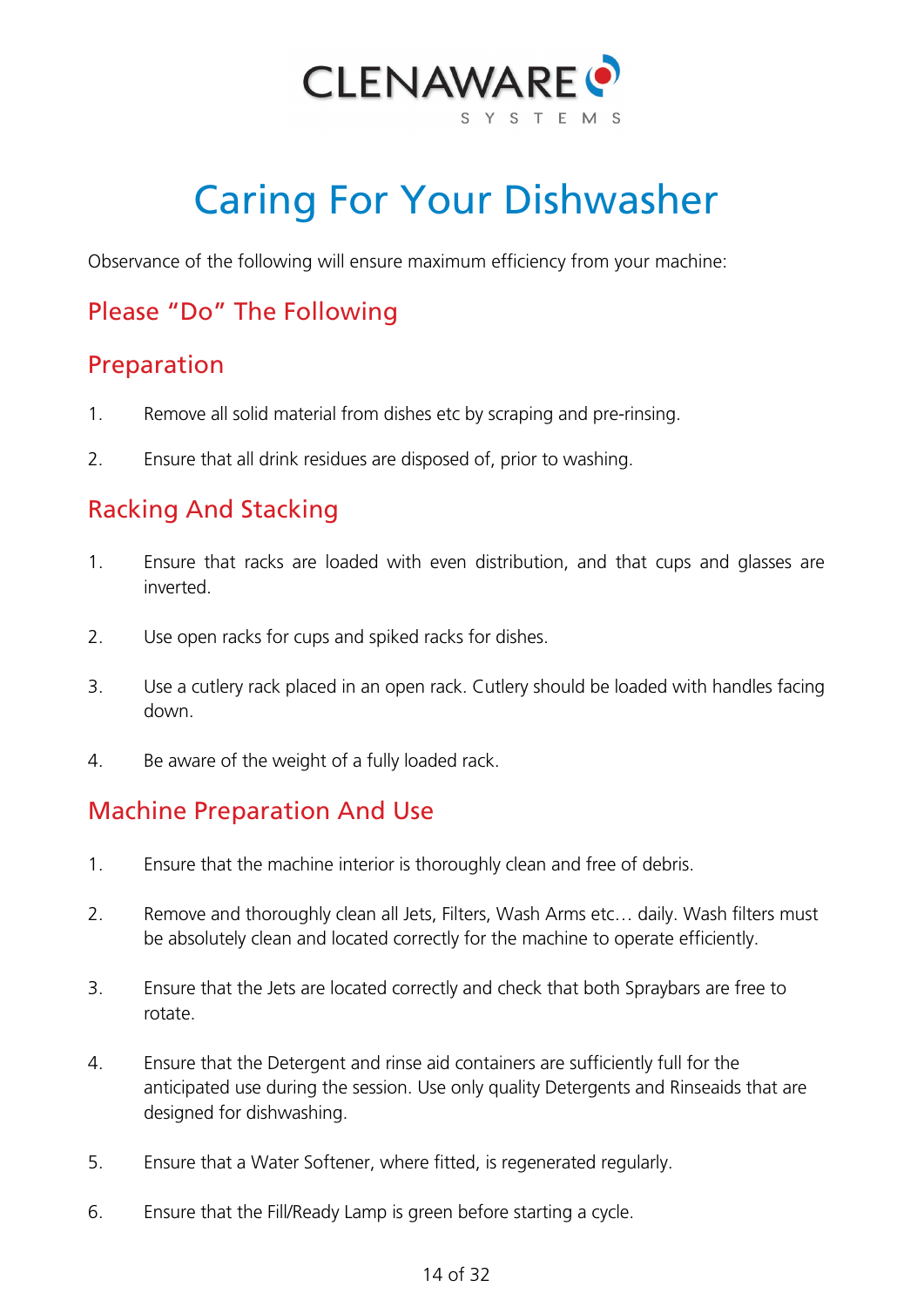CLENAWARE SYSTEMS

# Caring For Your Dishwasher

Observance of the following will ensure maximum efficiency from your machine:

## Please "Do" The Following

## Preparation

1. Remove all solid material from dishes etc by scraping and pre-rinsing.
2. Ensure that all drink residues are disposed of, prior to washing.

## Racking And Stacking

1. Ensure that racks are loaded with even distribution, and that cups and glasses are inverted.
2. Use open racks for cups and spiked racks for dishes.
3. Use a cutlery rack placed in an open rack. Cutlery should be loaded with handles facing down.
4. Be aware of the weight of a fully loaded rack.

## Machine Preparation And Use

1. Ensure that the machine interior is thoroughly clean and free of debris.
2. Remove and thoroughly clean all Jets, Filters, Wash Arms etc… daily. Wash filters must be absolutely clean and located correctly for the machine to operate efficiently.
3. Ensure that the Jets are located correctly and check that both Spraybars are free to rotate.
4. Ensure that the Detergent and rinse aid containers are sufficiently full for the anticipated use during the session. Use only quality Detergents and Rinseaids that are designed for dishwashing.
5. Ensure that a Water Softener, where fitted, is regenerated regularly.
6. Ensure that the Fill/Ready Lamp is green before starting a cycle.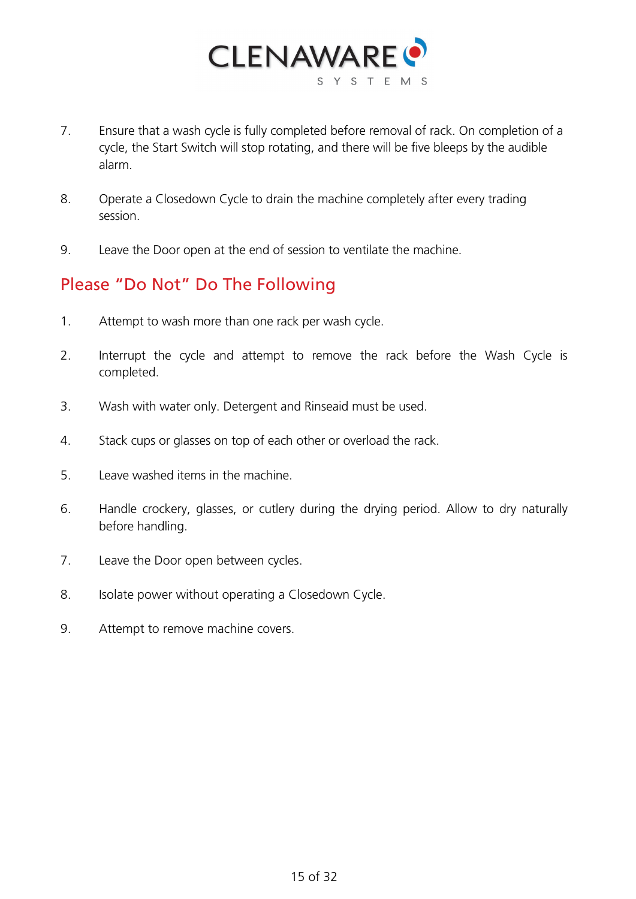7. Ensure that a wash cycle is fully completed before removal of rack. On completion of a cycle, the Start Switch will stop rotating, and there will be five bleeps by the audible alarm.

8. Operate a Closedown Cycle to drain the machine completely after every trading session.

9. Leave the Door open at the end of session to ventilate the machine.

## Please "Do Not" Do The Following

1. Attempt to wash more than one rack per wash cycle.

2. Interrupt the cycle and attempt to remove the rack before the Wash Cycle is completed.

3. Wash with water only. Detergent and Rinseaid must be used.

4. Stack cups or glasses on top of each other or overload the rack.

5. Leave washed items in the machine.

6. Handle crockery, glasses, or cutlery during the drying period. Allow to dry naturally before handling.

7. Leave the Door open between cycles.

8. Isolate power without operating a Closedown Cycle.

9. Attempt to remove machine covers.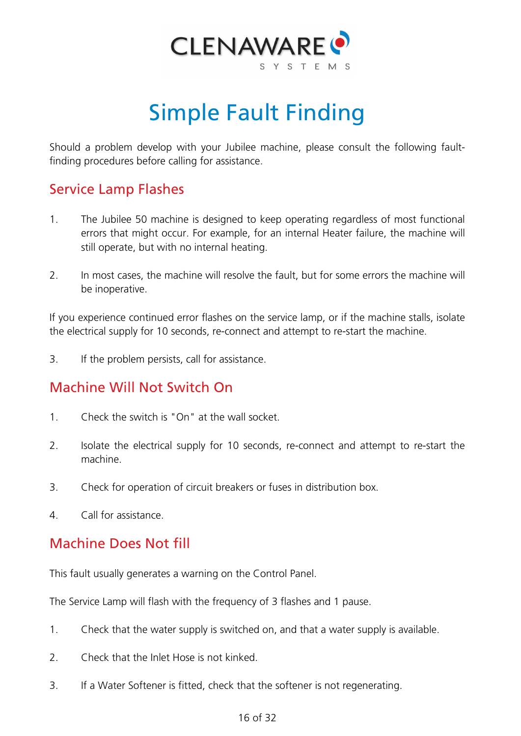# Simple Fault Finding

Should a problem develop with your Jubilee machine, please consult the following fault-finding procedures before calling for assistance.

## Service Lamp Flashes

1. The Jubilee 50 machine is designed to keep operating regardless of most functional errors that might occur. For example, for an internal Heater failure, the machine will still operate, but with no internal heating.

2. In most cases, the machine will resolve the fault, but for some errors the machine will be inoperative.

If you experience continued error flashes on the service lamp, or if the machine stalls, isolate the electrical supply for 10 seconds, re-connect and attempt to re-start the machine.

3. If the problem persists, call for assistance.

## Machine Will Not Switch On

1. Check the switch is "On" at the wall socket.

2. Isolate the electrical supply for 10 seconds, re-connect and attempt to re-start the machine.

3. Check for operation of circuit breakers or fuses in distribution box.

4. Call for assistance.

## Machine Does Not fill

This fault usually generates a warning on the Control Panel.

The Service Lamp will flash with the frequency of 3 flashes and 1 pause.

1. Check that the water supply is switched on, and that a water supply is available.

2. Check that the Inlet Hose is not kinked.

3. If a Water Softener is fitted, check that the softener is not regenerating.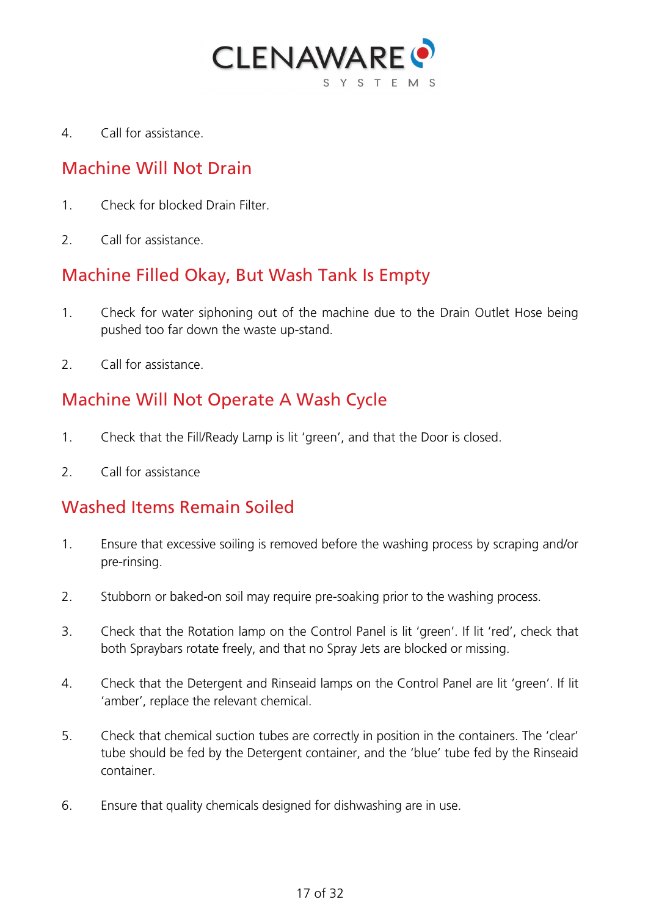4. Call for assistance.

## Machine Will Not Drain

1. Check for blocked Drain Filter.

2. Call for assistance.

## Machine Filled Okay, But Wash Tank Is Empty

1. Check for water siphoning out of the machine due to the Drain Outlet Hose being pushed too far down the waste up-stand.

2. Call for assistance.

## Machine Will Not Operate A Wash Cycle

1. Check that the Fill/Ready Lamp is lit 'green', and that the Door is closed.

2. Call for assistance

## Washed Items Remain Soiled

1. Ensure that excessive soiling is removed before the washing process by scraping and/or pre-rinsing.

2. Stubborn or baked-on soil may require pre-soaking prior to the washing process.

3. Check that the Rotation lamp on the Control Panel is lit 'green'. If lit 'red', check that both Spraybars rotate freely, and that no Spray Jets are blocked or missing.

4. Check that the Detergent and Rinseaid lamps on the Control Panel are lit 'green'. If lit 'amber', replace the relevant chemical.

5. Check that chemical suction tubes are correctly in position in the containers. The 'clear' tube should be fed by the Detergent container, and the 'blue' tube fed by the Rinseaid container.

6. Ensure that quality chemicals designed for dishwashing are in use.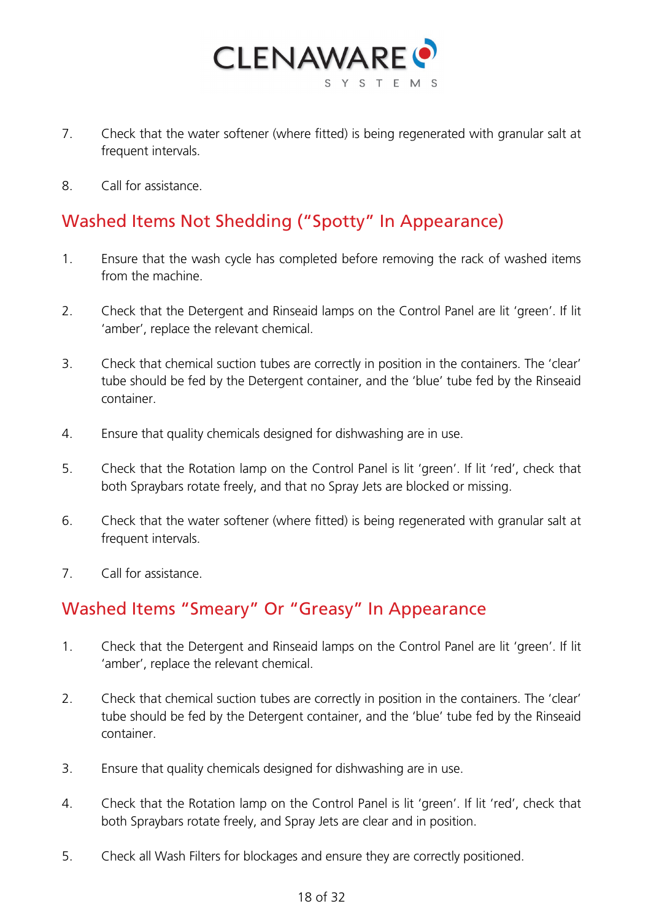7. Check that the water softener (where fitted) is being regenerated with granular salt at frequent intervals.

8. Call for assistance.

## Washed Items Not Shedding (“Spotty” In Appearance)

1. Ensure that the wash cycle has completed before removing the rack of washed items from the machine.

2. Check that the Detergent and Rinseaid lamps on the Control Panel are lit ‘green’. If lit ‘amber’, replace the relevant chemical.

3. Check that chemical suction tubes are correctly in position in the containers. The ‘clear’ tube should be fed by the Detergent container, and the ‘blue’ tube fed by the Rinseaid container.

4. Ensure that quality chemicals designed for dishwashing are in use.

5. Check that the Rotation lamp on the Control Panel is lit ‘green’. If lit ‘red’, check that both Spraybars rotate freely, and that no Spray Jets are blocked or missing.

6. Check that the water softener (where fitted) is being regenerated with granular salt at frequent intervals.

7. Call for assistance.

## Washed Items “Smeary” Or “Greasy” In Appearance

1. Check that the Detergent and Rinseaid lamps on the Control Panel are lit ‘green’. If lit ‘amber’, replace the relevant chemical.

2. Check that chemical suction tubes are correctly in position in the containers. The ‘clear’ tube should be fed by the Detergent container, and the ‘blue’ tube fed by the Rinseaid container.

3. Ensure that quality chemicals designed for dishwashing are in use.

4. Check that the Rotation lamp on the Control Panel is lit ‘green’. If lit ‘red’, check that both Spraybars rotate freely, and Spray Jets are clear and in position.

5. Check all Wash Filters for blockages and ensure they are correctly positioned.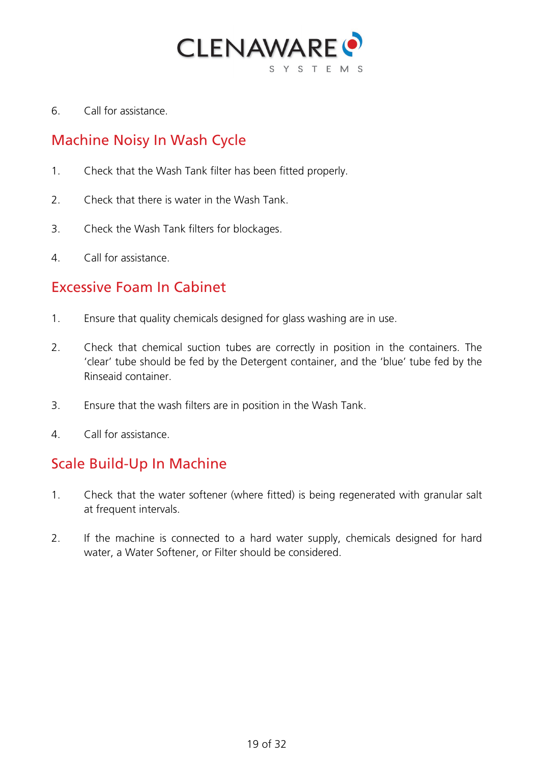6. Call for assistance.

## Machine Noisy In Wash Cycle

1. Check that the Wash Tank filter has been fitted properly.
2. Check that there is water in the Wash Tank.
3. Check the Wash Tank filters for blockages.
4. Call for assistance.

## Excessive Foam In Cabinet

1. Ensure that quality chemicals designed for glass washing are in use.
2. Check that chemical suction tubes are correctly in position in the containers. The 'clear' tube should be fed by the Detergent container, and the 'blue' tube fed by the Rinseaid container.
3. Ensure that the wash filters are in position in the Wash Tank.
4. Call for assistance.

## Scale Build-Up In Machine

1. Check that the water softener (where fitted) is being regenerated with granular salt at frequent intervals.
2. If the machine is connected to a hard water supply, chemicals designed for hard water, a Water Softener, or Filter should be considered.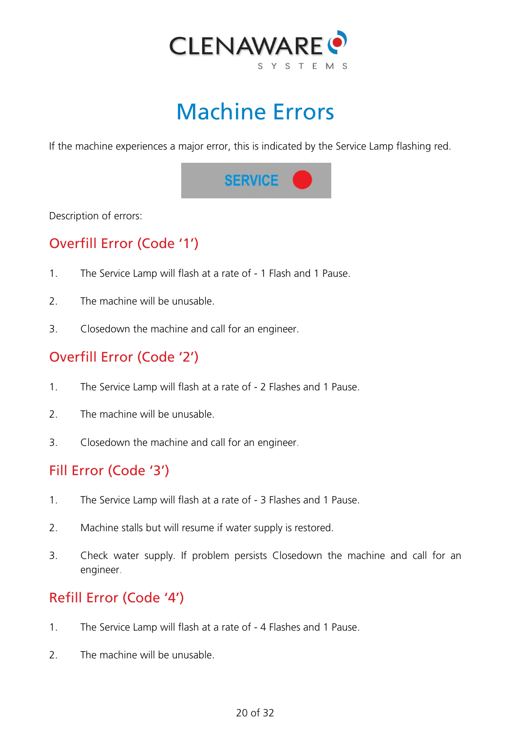# Machine Errors

If the machine experiences a major error, this is indicated by the Service Lamp flashing red.

SERVICE

Description of errors:

## Overfill Error (Code '1')

1. The Service Lamp will flash at a rate of - 1 Flash and 1 Pause.
2. The machine will be unusable.
3. Closedown the machine and call for an engineer.

## Overfill Error (Code '2')

1. The Service Lamp will flash at a rate of - 2 Flashes and 1 Pause.
2. The machine will be unusable.
3. Closedown the machine and call for an engineer.

## Fill Error (Code '3')

1. The Service Lamp will flash at a rate of - 3 Flashes and 1 Pause.
2. Machine stalls but will resume if water supply is restored.
3. Check water supply. If problem persists Closedown the machine and call for an engineer.

## Refill Error (Code '4')

1. The Service Lamp will flash at a rate of - 4 Flashes and 1 Pause.
2. The machine will be unusable.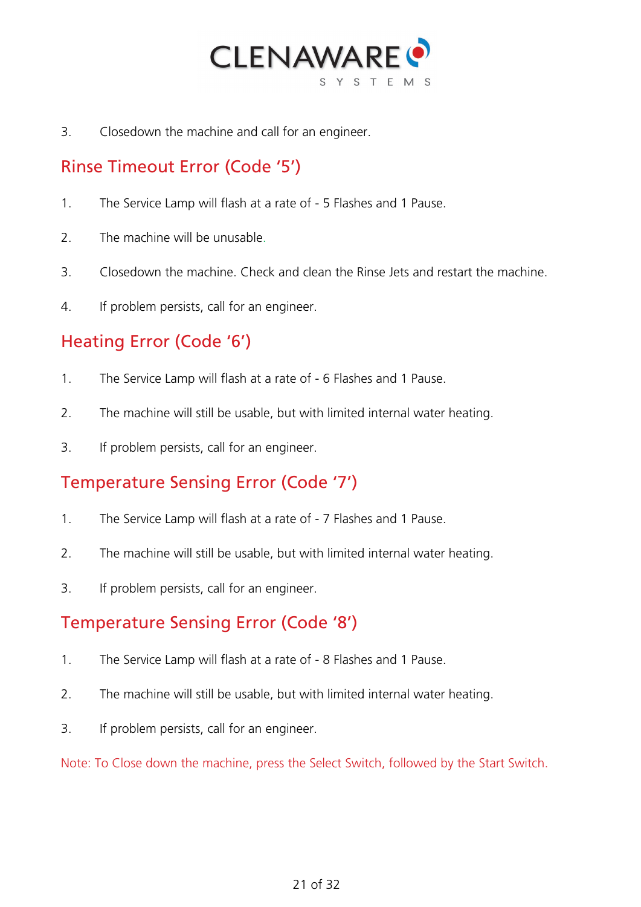3. Closedown the machine and call for an engineer.

## Rinse Timeout Error (Code '5')

1. The Service Lamp will flash at a rate of - 5 Flashes and 1 Pause.
2. The machine will be unusable.
3. Closedown the machine. Check and clean the Rinse Jets and restart the machine.
4. If problem persists, call for an engineer.

## Heating Error (Code '6')

1. The Service Lamp will flash at a rate of - 6 Flashes and 1 Pause.
2. The machine will still be usable, but with limited internal water heating.
3. If problem persists, call for an engineer.

## Temperature Sensing Error (Code '7')

1. The Service Lamp will flash at a rate of - 7 Flashes and 1 Pause.
2. The machine will still be usable, but with limited internal water heating.
3. If problem persists, call for an engineer.

## Temperature Sensing Error (Code '8')

1. The Service Lamp will flash at a rate of - 8 Flashes and 1 Pause.
2. The machine will still be usable, but with limited internal water heating.
3. If problem persists, call for an engineer.

Note: To Close down the machine, press the Select Switch, followed by the Start Switch.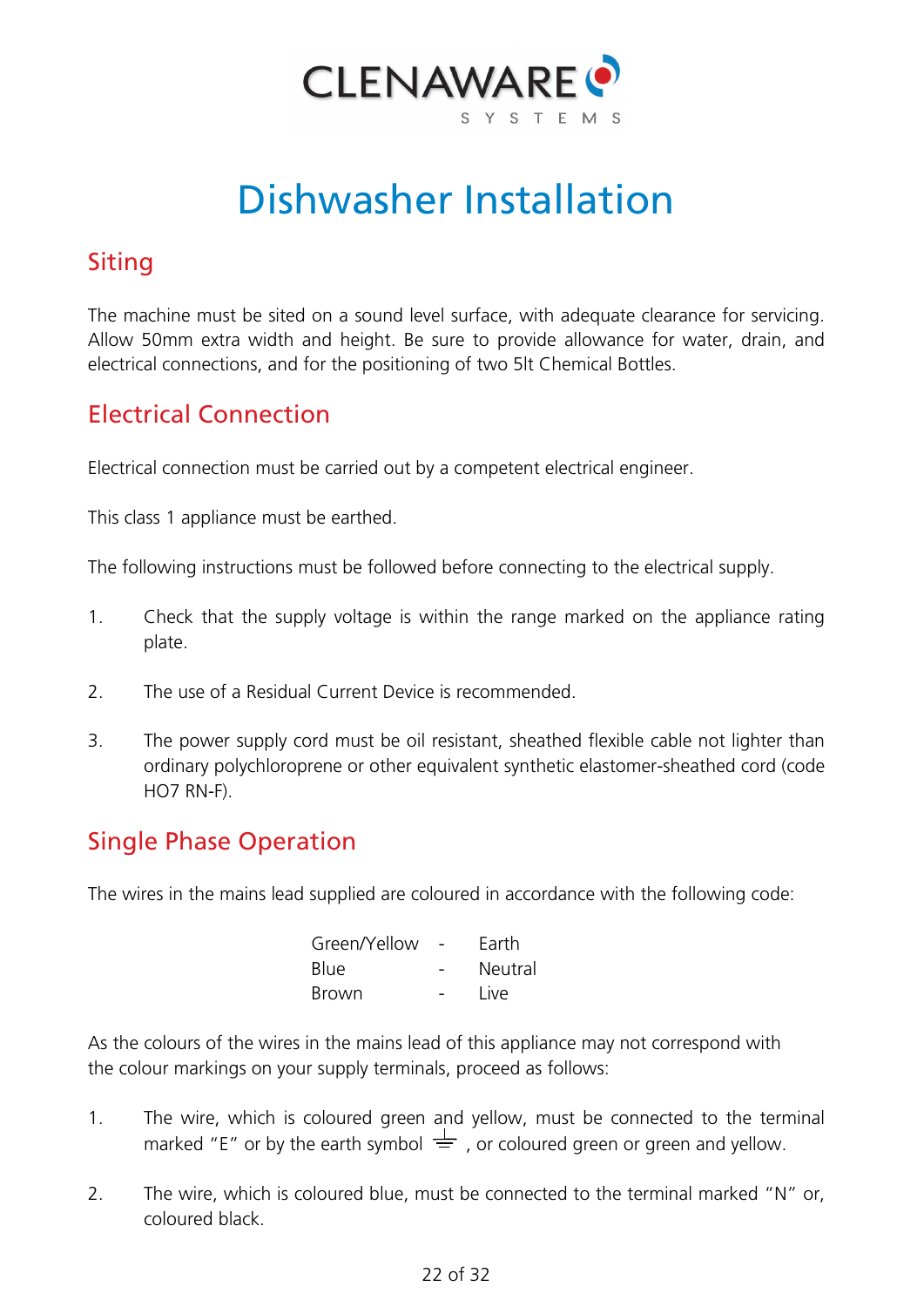CLENAWARE SYSTEMS

# Dishwasher Installation

## Siting

The machine must be sited on a sound level surface, with adequate clearance for servicing. Allow 50mm extra width and height. Be sure to provide allowance for water, drain, and electrical connections, and for the positioning of two 5lt Chemical Bottles.

## Electrical Connection

Electrical connection must be carried out by a competent electrical engineer.

This class 1 appliance must be earthed.

The following instructions must be followed before connecting to the electrical supply.

1. Check that the supply voltage is within the range marked on the appliance rating plate.

2. The use of a Residual Current Device is recommended.

3. The power supply cord must be oil resistant, sheathed flexible cable not lighter than ordinary polychloroprene or other equivalent synthetic elastomer-sheathed cord (code HO7 RN-F).

## Single Phase Operation

The wires in the mains lead supplied are coloured in accordance with the following code:

| | | |
|---|---|---|
| Green/Yellow | - | Earth |
| Blue | - | Neutral |
| Brown | - | Live |

As the colours of the wires in the mains lead of this appliance may not correspond with the colour markings on your supply terminals, proceed as follows:

1. The wire, which is coloured green and yellow, must be connected to the terminal marked "E" or by the earth symbol ⏚ , or coloured green or green and yellow.

2. The wire, which is coloured blue, must be connected to the terminal marked "N" or, coloured black.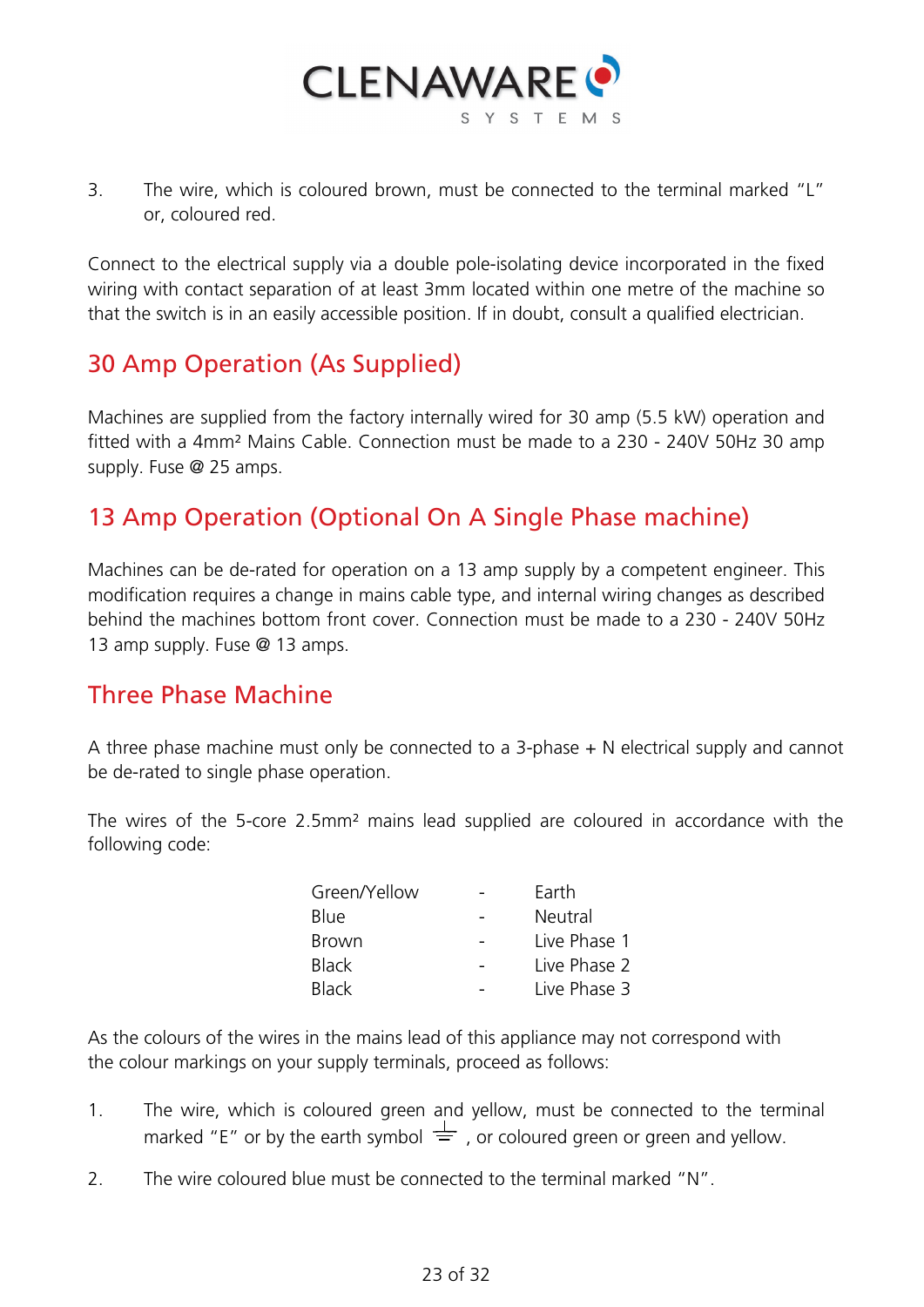3. The wire, which is coloured brown, must be connected to the terminal marked "L" or, coloured red.

Connect to the electrical supply via a double pole-isolating device incorporated in the fixed wiring with contact separation of at least 3mm located within one metre of the machine so that the switch is in an easily accessible position. If in doubt, consult a qualified electrician.

## 30 Amp Operation (As Supplied)

Machines are supplied from the factory internally wired for 30 amp (5.5 kW) operation and fitted with a 4mm² Mains Cable. Connection must be made to a 230 - 240V 50Hz 30 amp supply. Fuse @ 25 amps.

## 13 Amp Operation (Optional On A Single Phase machine)

Machines can be de-rated for operation on a 13 amp supply by a competent engineer. This modification requires a change in mains cable type, and internal wiring changes as described behind the machines bottom front cover. Connection must be made to a 230 - 240V 50Hz 13 amp supply. Fuse @ 13 amps.

## Three Phase Machine

A three phase machine must only be connected to a 3-phase + N electrical supply and cannot be de-rated to single phase operation.

The wires of the 5-core 2.5mm² mains lead supplied are coloured in accordance with the following code:

| | | |
|---|---|---|
| Green/Yellow | - | Earth |
| Blue | - | Neutral |
| Brown | - | Live Phase 1 |
| Black | - | Live Phase 2 |
| Black | - | Live Phase 3 |

As the colours of the wires in the mains lead of this appliance may not correspond with the colour markings on your supply terminals, proceed as follows:

1. The wire, which is coloured green and yellow, must be connected to the terminal marked "E" or by the earth symbol ⏚ , or coloured green or green and yellow.
2. The wire coloured blue must be connected to the terminal marked "N".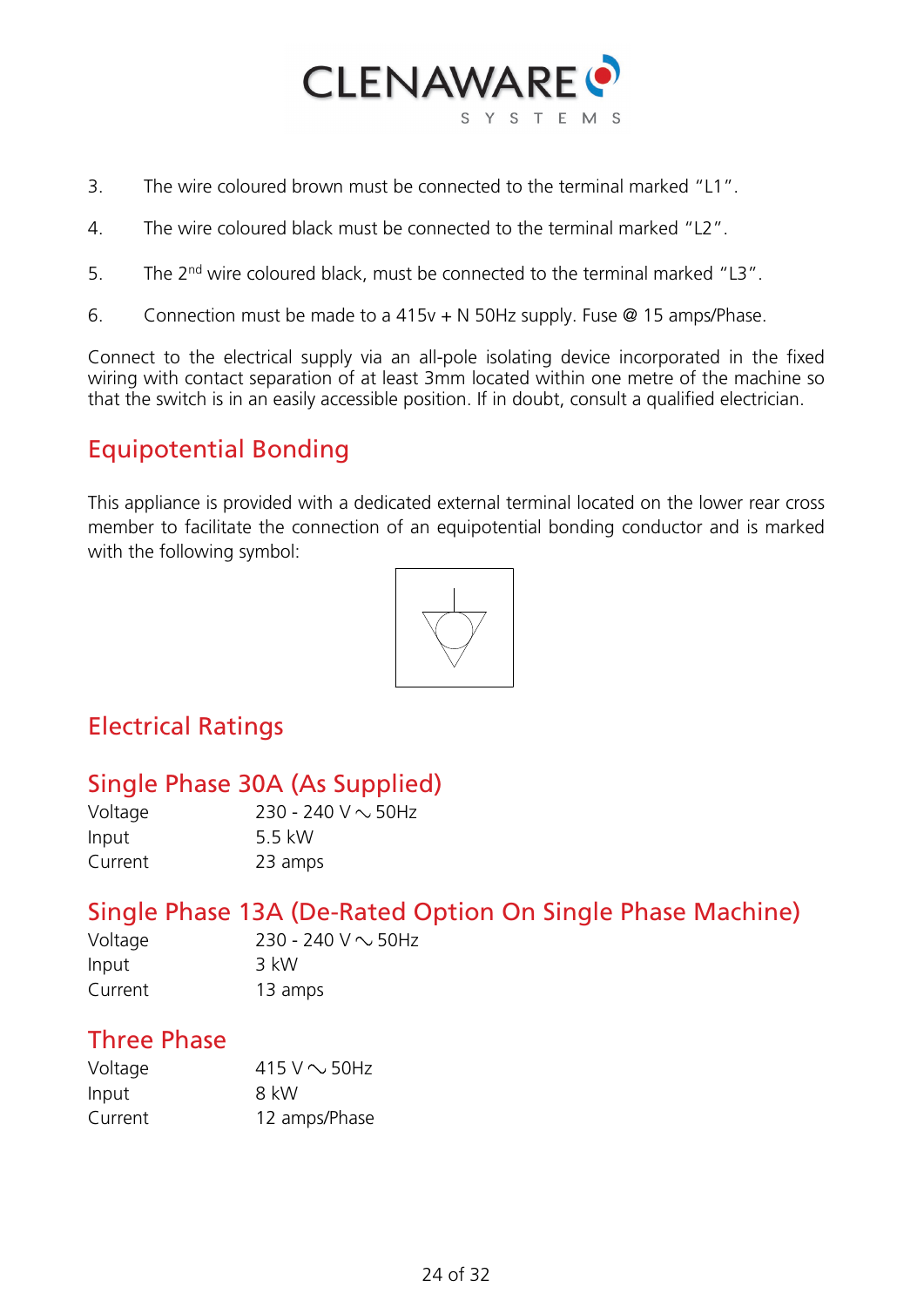3. The wire coloured brown must be connected to the terminal marked "L1".

4. The wire coloured black must be connected to the terminal marked "L2".

5. The 2nd wire coloured black, must be connected to the terminal marked "L3".

6. Connection must be made to a 415v + N 50Hz supply. Fuse @ 15 amps/Phase.

Connect to the electrical supply via an all-pole isolating device incorporated in the fixed wiring with contact separation of at least 3mm located within one metre of the machine so that the switch is in an easily accessible position. If in doubt, consult a qualified electrician.

## Equipotential Bonding

This appliance is provided with a dedicated external terminal located on the lower rear cross member to facilitate the connection of an equipotential bonding conductor and is marked with the following symbol:

## Electrical Ratings

### Single Phase 30A (As Supplied)

| | |
|---|---|
| Voltage | 230 - 240 V ∿ 50Hz |
| Input | 5.5 kW |
| Current | 23 amps |

### Single Phase 13A (De-Rated Option On Single Phase Machine)

| | |
|---|---|
| Voltage | 230 - 240 V ∿ 50Hz |
| Input | 3 kW |
| Current | 13 amps |

### Three Phase

| | |
|---|---|
| Voltage | 415 V ∿ 50Hz |
| Input | 8 kW |
| Current | 12 amps/Phase |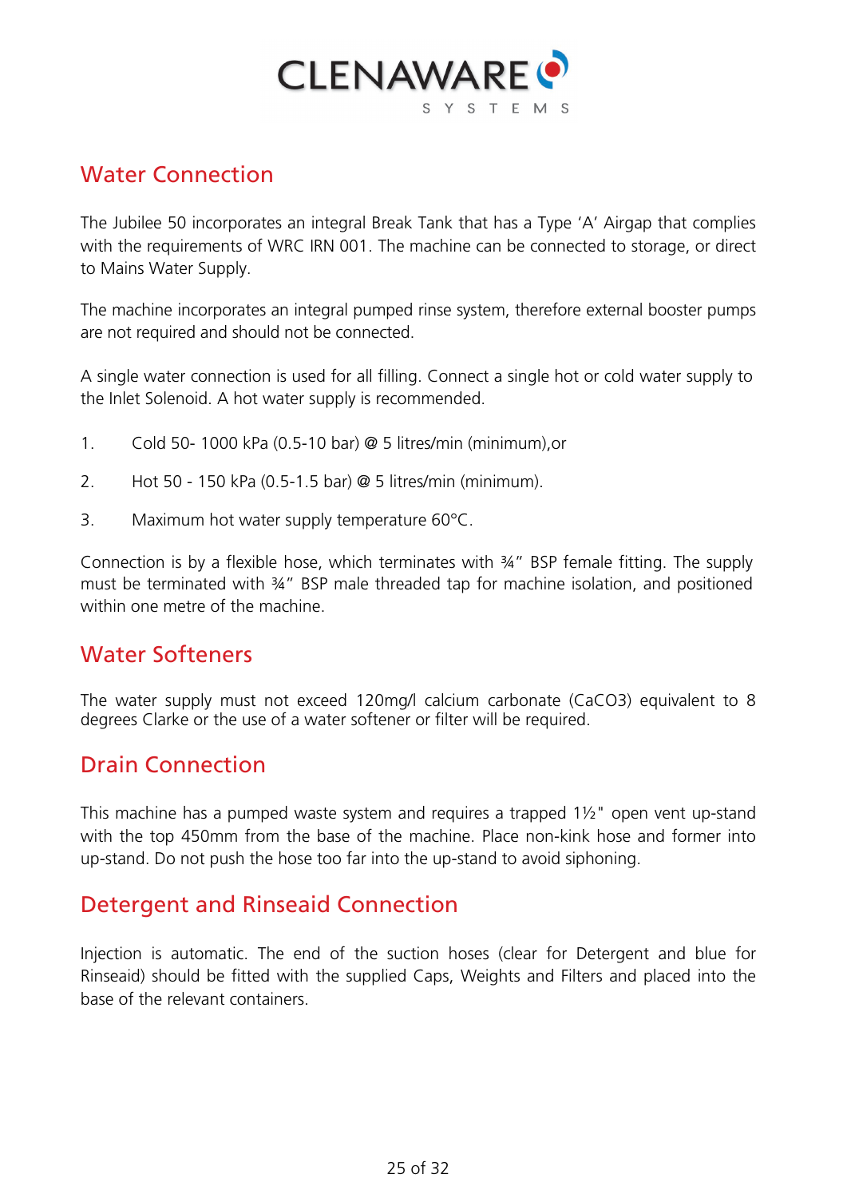## Water Connection

The Jubilee 50 incorporates an integral Break Tank that has a Type 'A' Airgap that complies with the requirements of WRC IRN 001. The machine can be connected to storage, or direct to Mains Water Supply.

The machine incorporates an integral pumped rinse system, therefore external booster pumps are not required and should not be connected.

A single water connection is used for all filling. Connect a single hot or cold water supply to the Inlet Solenoid. A hot water supply is recommended.

1. Cold 50- 1000 kPa (0.5-10 bar) @ 5 litres/min (minimum),or
2. Hot 50 - 150 kPa (0.5-1.5 bar) @ 5 litres/min (minimum).
3. Maximum hot water supply temperature 60°C.

Connection is by a flexible hose, which terminates with ¾" BSP female fitting. The supply must be terminated with ¾" BSP male threaded tap for machine isolation, and positioned within one metre of the machine.

## Water Softeners

The water supply must not exceed 120mg/l calcium carbonate ($CaCO_3$) equivalent to 8 degrees Clarke or the use of a water softener or filter will be required.

## Drain Connection

This machine has a pumped waste system and requires a trapped 1½" open vent up-stand with the top 450mm from the base of the machine. Place non-kink hose and former into up-stand. Do not push the hose too far into the up-stand to avoid siphoning.

## Detergent and Rinseaid Connection

Injection is automatic. The end of the suction hoses (clear for Detergent and blue for Rinseaid) should be fitted with the supplied Caps, Weights and Filters and placed into the base of the relevant containers.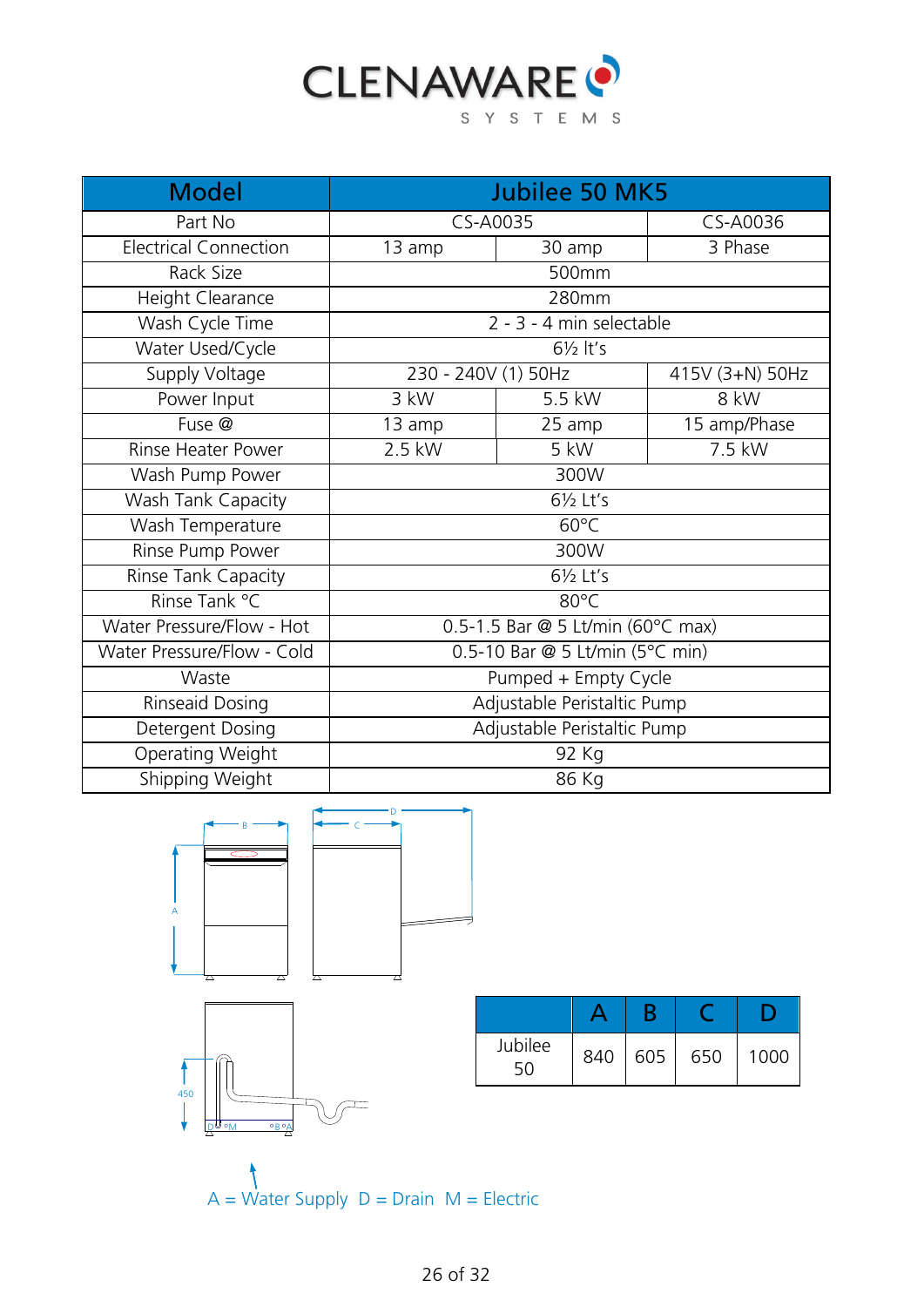CLENAWARE SYSTEMS

| Model | Jubilee 50 MK5 | | |
|---|---|---|---|
| Part No | CS-A0035 | | CS-A0036 |
| Electrical Connection | 13 amp | 30 amp | 3 Phase |
| Rack Size | 500mm | | |
| Height Clearance | 280mm | | |
| Wash Cycle Time | 2 - 3 - 4 min selectable | | |
| Water Used/Cycle | 6½ lt's | | |
| Supply Voltage | 230 - 240V (1) 50Hz | | 415V (3+N) 50Hz |
| Power Input | 3 kW | 5.5 kW | 8 kW |
| Fuse @ | 13 amp | 25 amp | 15 amp/Phase |
| Rinse Heater Power | 2.5 kW | 5 kW | 7.5 kW |
| Wash Pump Power | 300W | | |
| Wash Tank Capacity | 6½ Lt's | | |
| Wash Temperature | 60°C | | |
| Rinse Pump Power | 300W | | |
| Rinse Tank Capacity | 6½ Lt's | | |
| Rinse Tank °C | 80°C | | |
| Water Pressure/Flow - Hot | 0.5-1.5 Bar @ 5 Lt/min (60°C max) | | |
| Water Pressure/Flow - Cold | 0.5-10 Bar @ 5 Lt/min (5°C min) | | |
| Waste | Pumped + Empty Cycle | | |
| Rinseaid Dosing | Adjustable Peristaltic Pump | | |
| Detergent Dosing | Adjustable Peristaltic Pump | | |
| Operating Weight | 92 Kg | | |
| Shipping Weight | 86 Kg | | |

| | A | B | C | D |
|---|---|---|---|---|
| Jubilee 50 | 840 | 605 | 650 | 1000 |

A = Water Supply D = Drain M = Electric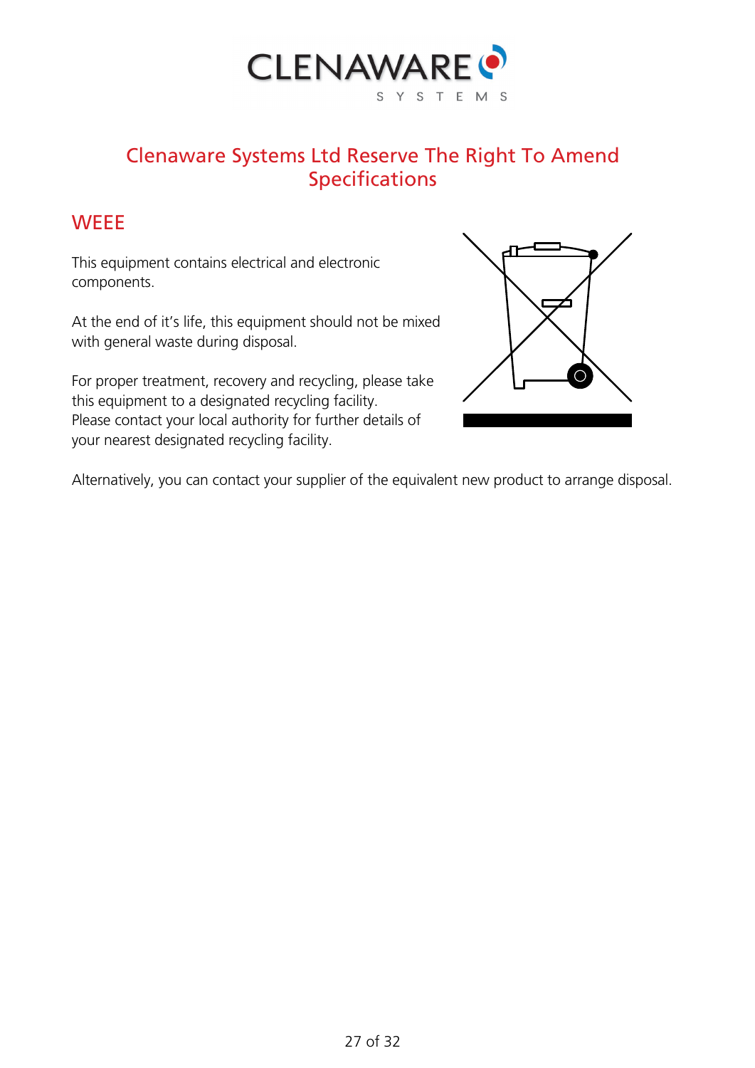CLENAWARE SYSTEMS

## Clenaware Systems Ltd Reserve The Right To Amend Specifications

## WEEE

This equipment contains electrical and electronic components.

At the end of it's life, this equipment should not be mixed with general waste during disposal.

For proper treatment, recovery and recycling, please take this equipment to a designated recycling facility.
Please contact your local authority for further details of your nearest designated recycling facility.

Alternatively, you can contact your supplier of the equivalent new product to arrange disposal.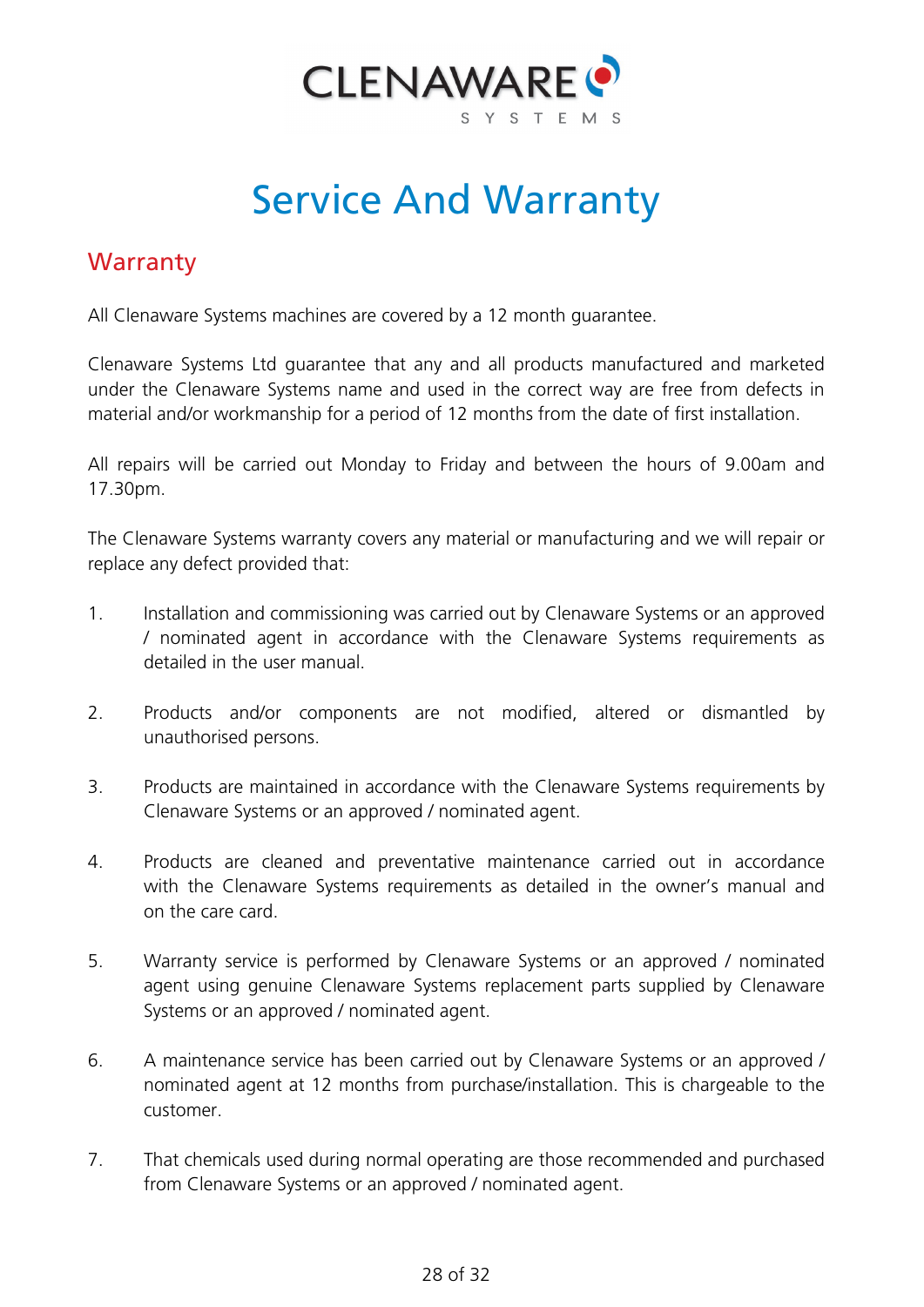# Service And Warranty

## Warranty

All Clenaware Systems machines are covered by a 12 month guarantee.

Clenaware Systems Ltd guarantee that any and all products manufactured and marketed under the Clenaware Systems name and used in the correct way are free from defects in material and/or workmanship for a period of 12 months from the date of first installation.

All repairs will be carried out Monday to Friday and between the hours of 9.00am and 17.30pm.

The Clenaware Systems warranty covers any material or manufacturing and we will repair or replace any defect provided that:

1. Installation and commissioning was carried out by Clenaware Systems or an approved / nominated agent in accordance with the Clenaware Systems requirements as detailed in the user manual.

2. Products and/or components are not modified, altered or dismantled by unauthorised persons.

3. Products are maintained in accordance with the Clenaware Systems requirements by Clenaware Systems or an approved / nominated agent.

4. Products are cleaned and preventative maintenance carried out in accordance with the Clenaware Systems requirements as detailed in the owner's manual and on the care card.

5. Warranty service is performed by Clenaware Systems or an approved / nominated agent using genuine Clenaware Systems replacement parts supplied by Clenaware Systems or an approved / nominated agent.

6. A maintenance service has been carried out by Clenaware Systems or an approved / nominated agent at 12 months from purchase/installation. This is chargeable to the customer.

7. That chemicals used during normal operating are those recommended and purchased from Clenaware Systems or an approved / nominated agent.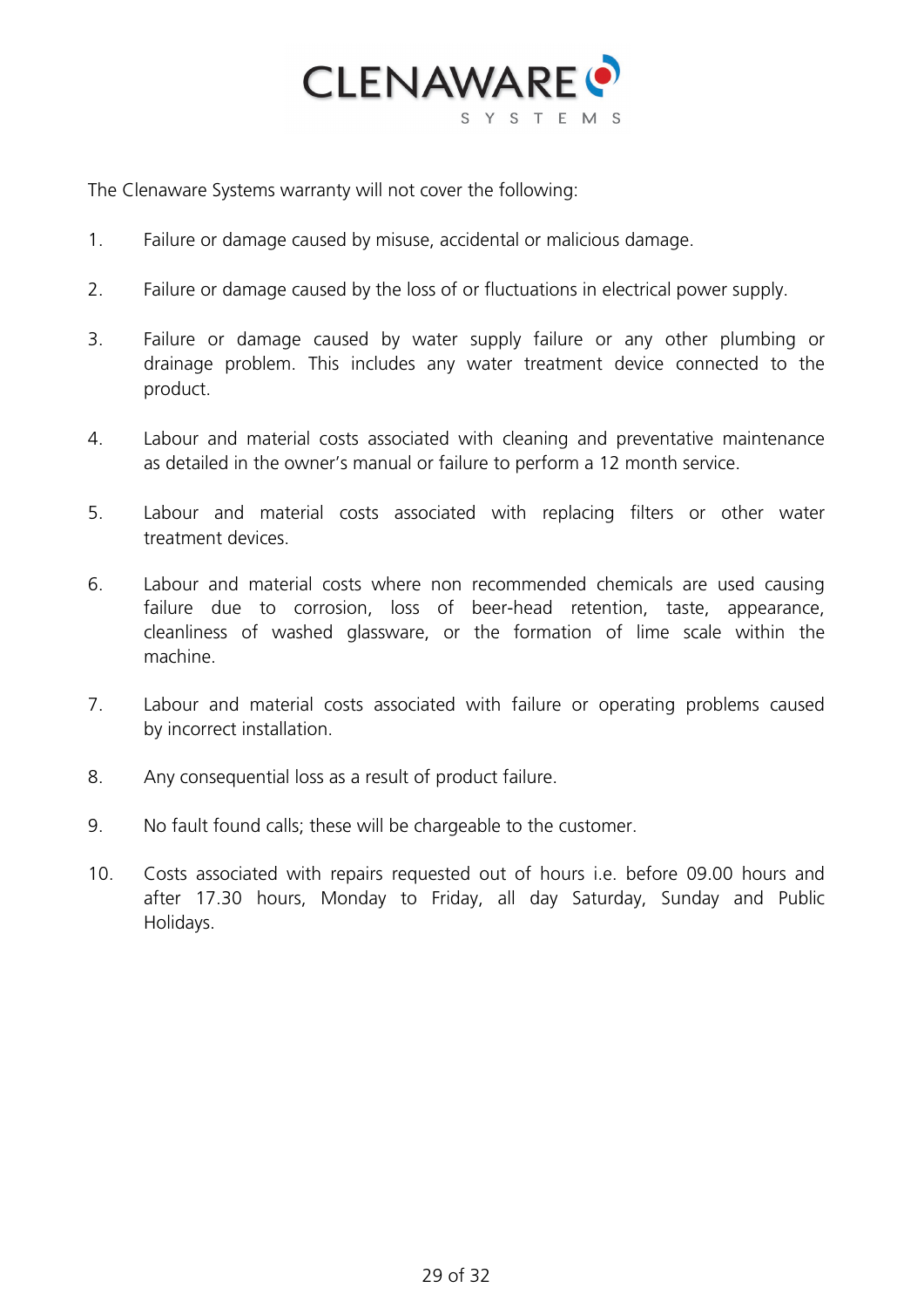The Clenaware Systems warranty will not cover the following:

1. Failure or damage caused by misuse, accidental or malicious damage.

2. Failure or damage caused by the loss of or fluctuations in electrical power supply.

3. Failure or damage caused by water supply failure or any other plumbing or drainage problem. This includes any water treatment device connected to the product.

4. Labour and material costs associated with cleaning and preventative maintenance as detailed in the owner's manual or failure to perform a 12 month service.

5. Labour and material costs associated with replacing filters or other water treatment devices.

6. Labour and material costs where non recommended chemicals are used causing failure due to corrosion, loss of beer-head retention, taste, appearance, cleanliness of washed glassware, or the formation of lime scale within the machine.

7. Labour and material costs associated with failure or operating problems caused by incorrect installation.

8. Any consequential loss as a result of product failure.

9. No fault found calls; these will be chargeable to the customer.

10. Costs associated with repairs requested out of hours i.e. before 09.00 hours and after 17.30 hours, Monday to Friday, all day Saturday, Sunday and Public Holidays.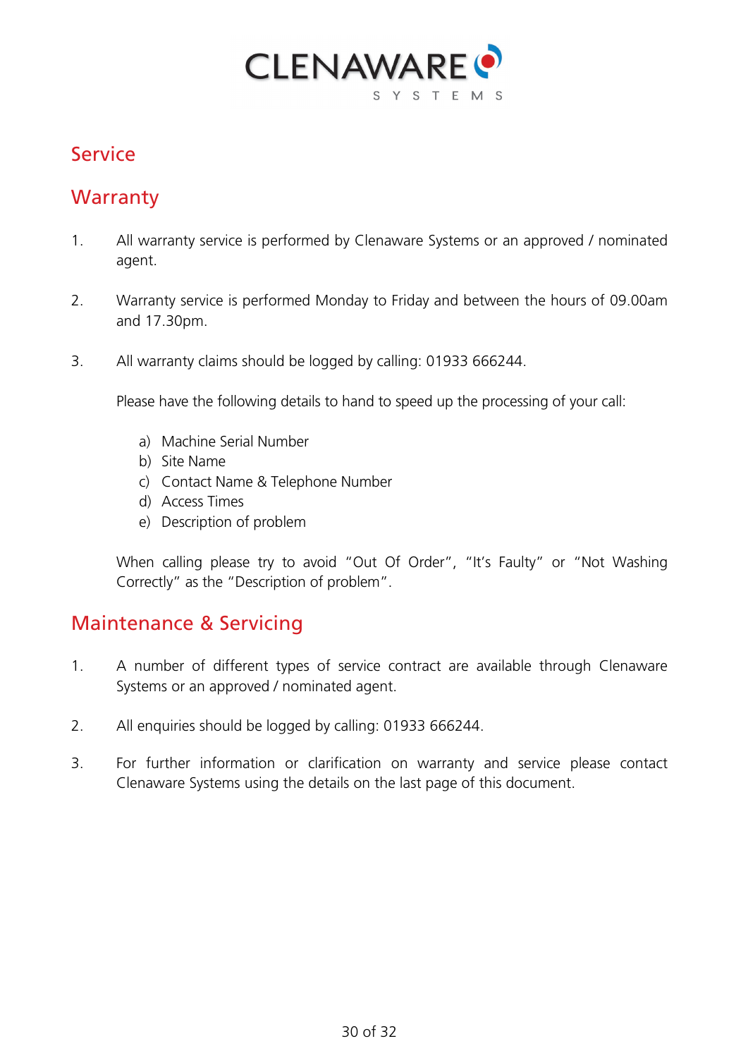# Service

## Warranty

1. All warranty service is performed by Clenaware Systems or an approved / nominated agent.

2. Warranty service is performed Monday to Friday and between the hours of 09.00am and 17.30pm.

3. All warranty claims should be logged by calling: 01933 666244.

   Please have the following details to hand to speed up the processing of your call:

   a) Machine Serial Number
   b) Site Name
   c) Contact Name & Telephone Number
   d) Access Times
   e) Description of problem

   When calling please try to avoid "Out Of Order", "It's Faulty" or "Not Washing Correctly" as the "Description of problem".

## Maintenance & Servicing

1. A number of different types of service contract are available through Clenaware Systems or an approved / nominated agent.

2. All enquiries should be logged by calling: 01933 666244.

3. For further information or clarification on warranty and service please contact Clenaware Systems using the details on the last page of this document.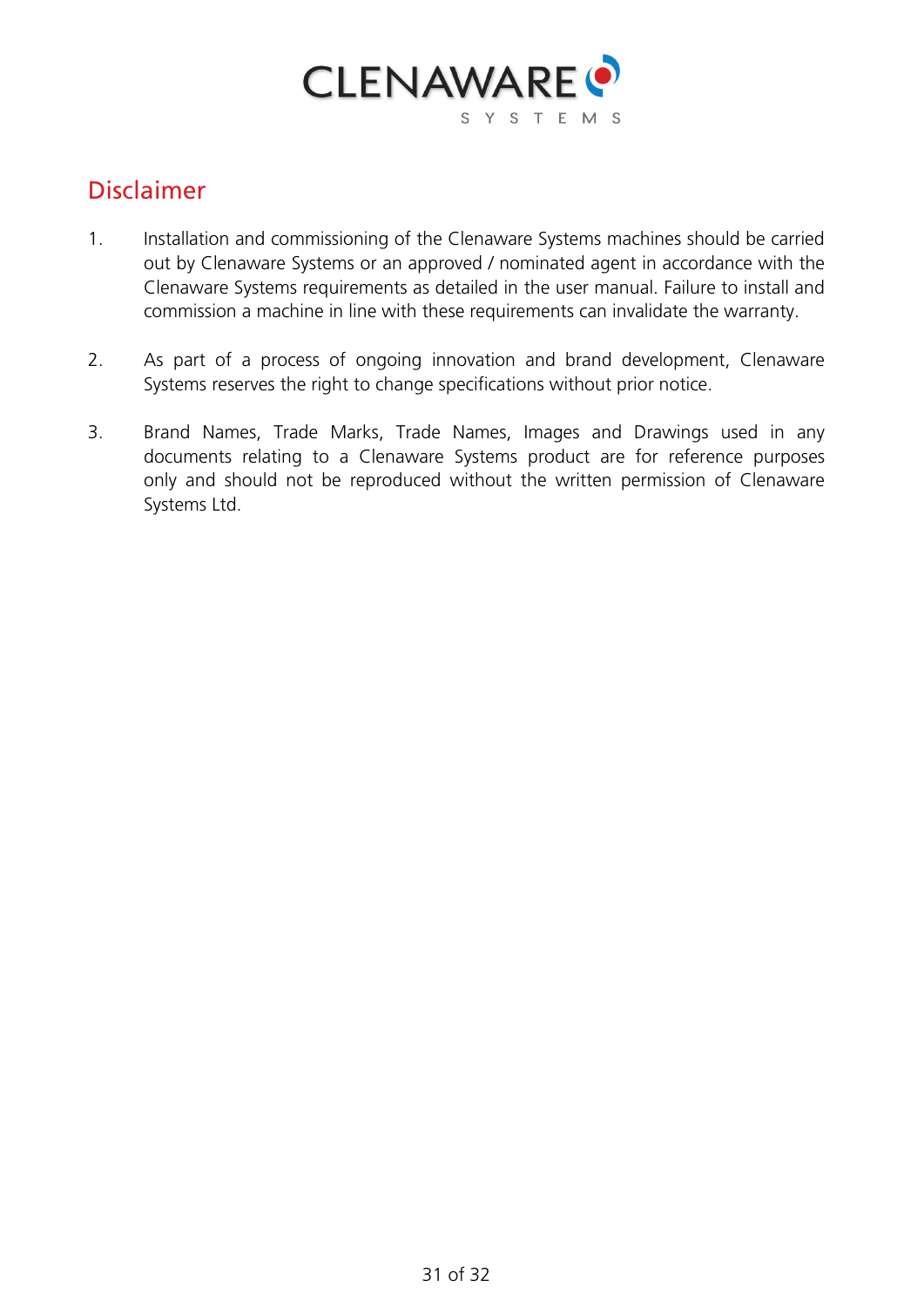CLENAWARE SYSTEMS

## Disclaimer

1. Installation and commissioning of the Clenaware Systems machines should be carried out by Clenaware Systems or an approved / nominated agent in accordance with the Clenaware Systems requirements as detailed in the user manual. Failure to install and commission a machine in line with these requirements can invalidate the warranty.

2. As part of a process of ongoing innovation and brand development, Clenaware Systems reserves the right to change specifications without prior notice.

3. Brand Names, Trade Marks, Trade Names, Images and Drawings used in any documents relating to a Clenaware Systems product are for reference purposes only and should not be reproduced without the written permission of Clenaware Systems Ltd.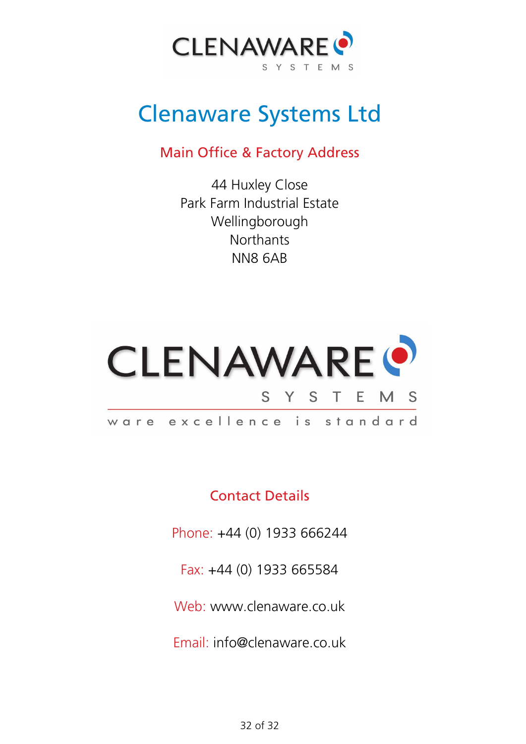CLENAWARE
SYSTEMS

# Clenaware Systems Ltd

## Main Office & Factory Address

44 Huxley Close
Park Farm Industrial Estate
Wellingborough
Northants
NN8 6AB

CLENAWARE
SYSTEMS
ware excellence is standard

## Contact Details

Phone: +44 (0) 1933 666244

Fax: +44 (0) 1933 665584

Web: www.clenaware.co.uk

Email: info@clenaware.co.uk